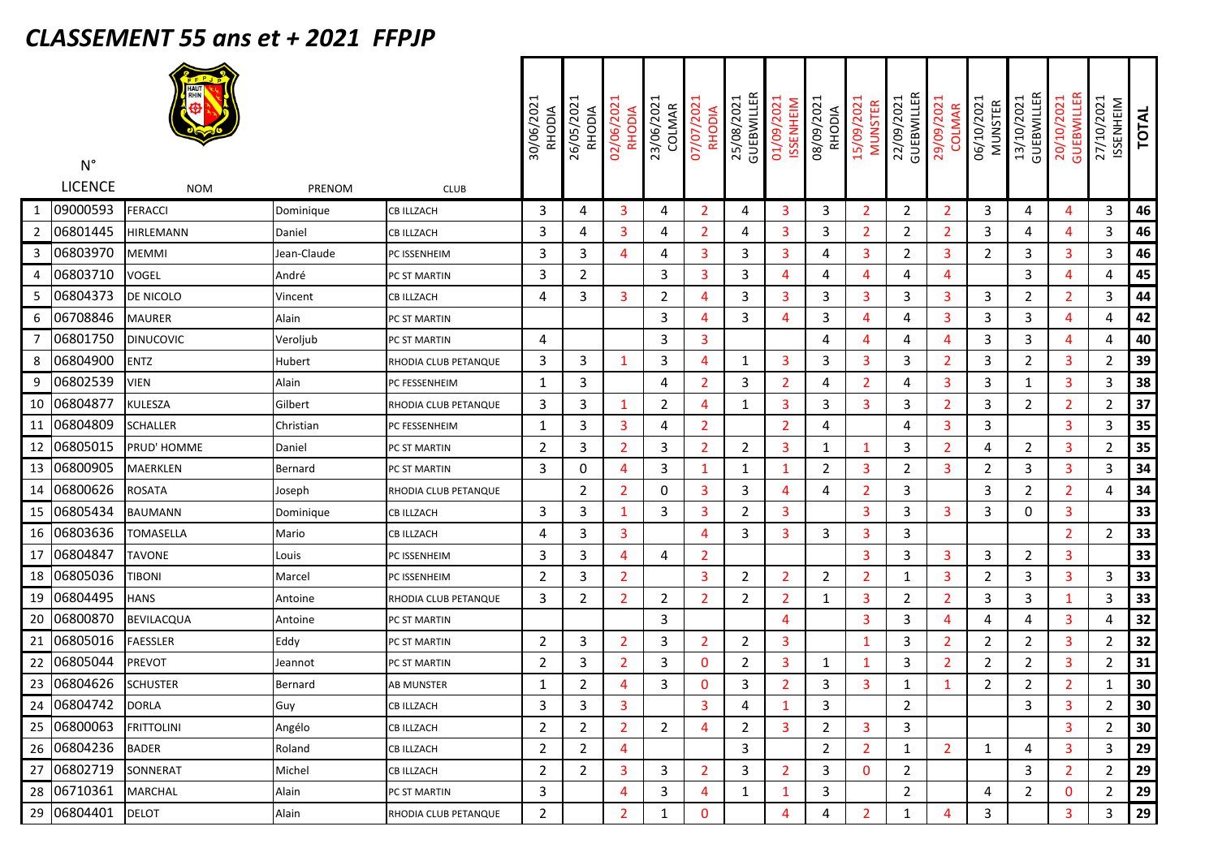# CLASSEMENT 55 ans et + 2021 FFPJP

| | N° LICENCE | NOM | PRENOM | CLUB | 30/06/2021 RHODIA | 26/05/2021 RHODIA | 02/06/2021 RHODIA | 23/06/2021 COLMAR | 07/07/2021 RHODIA | 25/08/2021 GUEBWILLER | 01/09/2021 ISSENHEIM | 08/09/2021 RHODIA | 15/09/2021 MUNSTER | 22/09/2021 GUEBWILLER | 29/09/2021 COLMAR | 06/10/2021 MUNSTER | 13/10/2021 GUEBWILLER | 20/10/2021 GUEBWILLER | 27/10/2021 ISSENHEIM | TOTAL |
|---|---|---|---|---|---|---|---|---|---|---|---|---|---|---|---|---|---|---|---|---|
| 1 | 09000593 | FERACCI | Dominique | CB ILLZACH | 3 | 4 | 3 | 4 | 2 | 4 | 3 | 3 | 2 | 2 | 2 | 3 | 4 | 4 | 3 | 46 |
| 2 | 06801445 | HIRLEMANN | Daniel | CB ILLZACH | 3 | 4 | 3 | 4 | 2 | 4 | 3 | 3 | 2 | 2 | 2 | 3 | 4 | 4 | 3 | 46 |
| 3 | 06803970 | MEMMI | Jean-Claude | PC ISSENHEIM | 3 | 3 | 4 | 4 | 3 | 3 | 3 | 4 | 3 | 2 | 3 | 2 | 3 | 3 | 3 | 46 |
| 4 | 06803710 | VOGEL | André | PC ST MARTIN | 3 | 2 | | 3 | 3 | 3 | 4 | 4 | 4 | 4 | 4 | | 3 | 4 | 4 | 45 |
| 5 | 06804373 | DE NICOLO | Vincent | CB ILLZACH | 4 | 3 | 3 | 2 | 4 | 3 | 3 | 3 | 3 | 3 | 3 | 3 | 2 | 2 | 3 | 44 |
| 6 | 06708846 | MAURER | Alain | PC ST MARTIN | | | | 3 | 4 | 3 | 4 | 3 | 4 | 4 | 3 | 3 | 3 | 4 | 4 | 42 |
| 7 | 06801750 | DINUCOVIC | Veroljub | PC ST MARTIN | 4 | | | 3 | 3 | | | 4 | 4 | 4 | 4 | 3 | 3 | 4 | 4 | 40 |
| 8 | 06804900 | ENTZ | Hubert | RHODIA CLUB PETANQUE | 3 | 3 | 1 | 3 | 4 | 1 | 3 | 3 | 3 | 3 | 2 | 3 | 2 | 3 | 2 | 39 |
| 9 | 06802539 | VIEN | Alain | PC FESSENHEIM | 1 | 3 | | 4 | 2 | 3 | 2 | 4 | 2 | 4 | 3 | 3 | 1 | 3 | 3 | 38 |
| 10 | 06804877 | KULESZA | Gilbert | RHODIA CLUB PETANQUE | 3 | 3 | 1 | 2 | 4 | 1 | 3 | 3 | 3 | 3 | 2 | 3 | 2 | 2 | 2 | 37 |
| 11 | 06804809 | SCHALLER | Christian | PC FESSENHEIM | 1 | 3 | 3 | 4 | 2 | | 2 | 4 | | 4 | 3 | 3 | | 3 | 3 | 35 |
| 12 | 06805015 | PRUD' HOMME | Daniel | PC ST MARTIN | 2 | 3 | 2 | 3 | 2 | 2 | 3 | 1 | 1 | 3 | 2 | 4 | 2 | 3 | 2 | 35 |
| 13 | 06800905 | MAERKLEN | Bernard | PC ST MARTIN | 3 | 0 | 4 | 3 | 1 | 1 | 1 | 2 | 3 | 2 | 3 | 2 | 3 | 3 | 3 | 34 |
| 14 | 06800626 | ROSATA | Joseph | RHODIA CLUB PETANQUE | | 2 | 2 | 0 | 3 | 3 | 4 | 4 | 2 | 3 | | 3 | 2 | 2 | 4 | 34 |
| 15 | 06805434 | BAUMANN | Dominique | CB ILLZACH | 3 | 3 | 1 | 3 | 3 | 2 | 3 | | 3 | 3 | 3 | 3 | 0 | 3 | | 33 |
| 16 | 06803636 | TOMASELLA | Mario | CB ILLZACH | 4 | 3 | 3 | | 4 | 3 | 3 | 3 | 3 | 3 | | | | 2 | 2 | 33 |
| 17 | 06804847 | TAVONE | Louis | PC ISSENHEIM | 3 | 3 | 4 | 4 | 2 | | | | 3 | 3 | 3 | 3 | 2 | 3 | | 33 |
| 18 | 06805036 | TIBONI | Marcel | PC ISSENHEIM | 2 | 3 | 2 | | 3 | 2 | 2 | 2 | 2 | 1 | 3 | 2 | 3 | 3 | 3 | 33 |
| 19 | 06804495 | HANS | Antoine | RHODIA CLUB PETANQUE | 3 | 2 | 2 | 2 | 2 | 2 | 2 | 1 | 3 | 2 | 2 | 3 | 3 | 1 | 3 | 33 |
| 20 | 06800870 | BEVILACQUA | Antoine | PC ST MARTIN | | | | 3 | | | 4 | | 3 | 3 | 4 | 4 | 4 | 3 | 4 | 32 |
| 21 | 06805016 | FAESSLER | Eddy | PC ST MARTIN | 2 | 3 | 2 | 3 | 2 | 2 | 3 | | 1 | 3 | 2 | 2 | 2 | 3 | 2 | 32 |
| 22 | 06805044 | PREVOT | Jeannot | PC ST MARTIN | 2 | 3 | 2 | 3 | 0 | 2 | 3 | 1 | 1 | 3 | 2 | 2 | 2 | 3 | 2 | 31 |
| 23 | 06804626 | SCHUSTER | Bernard | AB MUNSTER | 1 | 2 | 4 | 3 | 0 | 3 | 2 | 3 | 3 | 1 | 1 | 2 | 2 | 2 | 1 | 30 |
| 24 | 06804742 | DORLA | Guy | CB ILLZACH | 3 | 3 | 3 | | 3 | 4 | 1 | 3 | | 2 | | | 3 | 3 | 2 | 30 |
| 25 | 06800063 | FRITTOLINI | Angélo | CB ILLZACH | 2 | 2 | 2 | 2 | 4 | 2 | 3 | 2 | 3 | 3 | | | | 3 | 2 | 30 |
| 26 | 06804236 | BADER | Roland | CB ILLZACH | 2 | 2 | 4 | | | 3 | | 2 | 2 | 1 | 2 | 1 | 4 | 3 | 3 | 29 |
| 27 | 06802719 | SONNERAT | Michel | CB ILLZACH | 2 | 2 | 3 | 3 | 2 | 3 | 2 | 3 | 0 | 2 | | | 3 | 2 | 2 | 29 |
| 28 | 06710361 | MARCHAL | Alain | PC ST MARTIN | 3 | | 4 | 3 | 4 | 1 | 1 | 3 | | 2 | | 4 | 2 | 0 | 2 | 29 |
| 29 | 06804401 | DELOT | Alain | RHODIA CLUB PETANQUE | 2 | | 2 | 1 | 0 | | 4 | 4 | 2 | 1 | 4 | 3 | | 3 | 3 | 29 |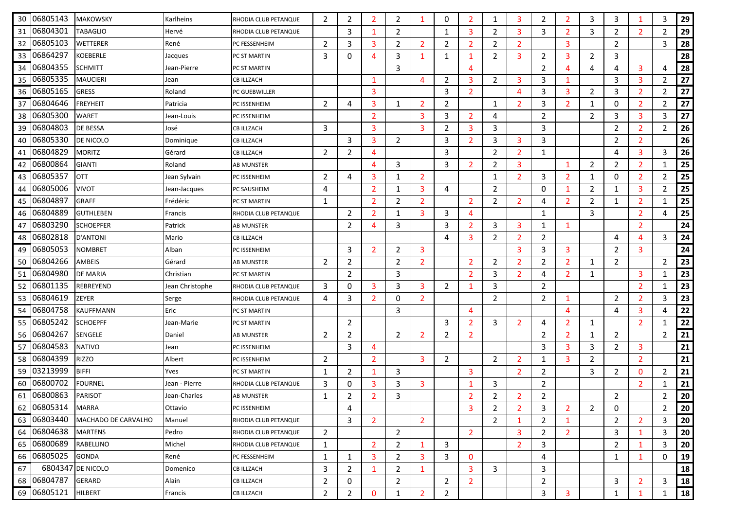| | | | | | | | | | | | | | | | | | | | | |
|---|---|---|---|---|---|---|---|---|---|---|---|---|---|---|---|---|---|---|---|---|
| 30 | 06805143 | MAKOWSKY | Karlheins | RHODIA CLUB PETANQUE | 2 | 2 | 2 | 2 | 1 | 0 | 2 | 1 | 3 | 2 | 2 | 3 | 3 | 1 | 3 | **29** |
| 31 | 06804301 | TABAGLIO | Hervé | RHODIA CLUB PETANQUE | | 3 | 1 | 2 | | 1 | 3 | 2 | 3 | 3 | 2 | 3 | 2 | 2 | 2 | **29** |
| 32 | 06805103 | WETTERER | René | PC FESSENHEIM | 2 | 3 | 3 | 2 | 2 | 2 | 2 | 2 | 2 | | 3 | | 2 | | 3 | **28** |
| 33 | 06864297 | KOEBERLE | Jacques | PC ST MARTIN | 3 | 0 | 4 | 3 | 1 | 1 | 1 | 2 | 3 | 2 | 3 | 2 | 3 | | | **28** |
| 34 | 06804355 | SCHMITT | Jean-Pierre | PC ST MARTIN | | | | 3 | | | 4 | | | 2 | 4 | 4 | 4 | 3 | 4 | **28** |
| 35 | 06805335 | MAUCIERI | Jean | CB ILLZACH | | | 1 | | 4 | 2 | 3 | 2 | 3 | 3 | 1 | | 3 | 3 | 2 | **27** |
| 36 | 06805165 | GRESS | Roland | PC GUEBWILLER | | | 3 | | | 3 | 2 | | 4 | 3 | 3 | 2 | 3 | 2 | 2 | **27** |
| 37 | 06804646 | FREYHEIT | Patricia | PC ISSENHEIM | 2 | 4 | 3 | 1 | 2 | 2 | | 1 | 2 | 3 | 2 | 1 | 0 | 2 | 2 | **27** |
| 38 | 06805300 | WARET | Jean-Louis | PC ISSENHEIM | | | 2 | | 3 | 3 | 2 | 4 | | 2 | | 2 | 3 | 3 | 3 | **27** |
| 39 | 06804803 | DE BESSA | José | CB ILLZACH | 3 | | 3 | | 3 | 2 | 3 | 3 | | 3 | | | 2 | 2 | 2 | **26** |
| 40 | 06805330 | DE NICOLO | Dominique | CB ILLZACH | | 3 | 3 | 2 | | 3 | 2 | 3 | 3 | 3 | | | 2 | 2 | | **26** |
| 41 | 06804829 | MORITZ | Gérard | CB ILLZACH | 2 | 2 | 4 | | | 3 | | 2 | 2 | 1 | | | 4 | 3 | 3 | **26** |
| 42 | 06800864 | GIANTI | Roland | AB MUNSTER | | | 4 | 3 | | 3 | 2 | 2 | 3 | | 1 | 2 | 2 | 2 | 1 | **25** |
| 43 | 06805357 | OTT | Jean Sylvain | PC ISSENHEIM | 2 | 4 | 3 | 1 | 2 | | | 1 | 2 | 3 | 2 | 1 | 0 | 2 | 2 | **25** |
| 44 | 06805006 | VIVOT | Jean-Jacques | PC SAUSHEIM | 4 | | 2 | 1 | 3 | 4 | | 2 | | 0 | 1 | 2 | 1 | 3 | 2 | **25** |
| 45 | 06804897 | GRAFF | Frédéric | PC ST MARTIN | 1 | | 2 | 2 | 2 | | 2 | 2 | 2 | 4 | 2 | 2 | 1 | 2 | 1 | **25** |
| 46 | 06804889 | GUTHLEBEN | Francis | RHODIA CLUB PETANQUE | | 2 | 2 | 1 | 3 | 3 | 4 | | | 1 | | 3 | | 2 | 4 | **25** |
| 47 | 06803290 | SCHOEPFER | Patrick | AB MUNSTER | | 2 | 4 | 3 | | 3 | 2 | 3 | 3 | 1 | 1 | | | 2 | | **24** |
| 48 | 06802818 | D'ANTONI | Mario | CB ILLZACH | | | | | | 4 | 3 | 2 | 2 | 2 | | | 4 | 4 | 3 | **24** |
| 49 | 06805053 | NOMBRET | Alban | PC ISSENHEIM | | 3 | 2 | 2 | 3 | | | | 3 | 3 | 3 | | 2 | 3 | | **24** |
| 50 | 06804266 | AMBEIS | Gérard | AB MUNSTER | 2 | 2 | | 2 | 2 | | 2 | 2 | 2 | 2 | 2 | 1 | 2 | | 2 | **23** |
| 51 | 06804980 | DE MARIA | Christian | PC ST MARTIN | | 2 | | 3 | | | 2 | 3 | 2 | 4 | 2 | 1 | | 3 | 1 | **23** |
| 52 | 06801135 | REBREYEND | Jean Christophe | RHODIA CLUB PETANQUE | 3 | 0 | 3 | 3 | 3 | 2 | 1 | 3 | | 2 | | | | 2 | 1 | **23** |
| 53 | 06804619 | ZEYER | Serge | RHODIA CLUB PETANQUE | 4 | 3 | 2 | 0 | 2 | | | 2 | | 2 | 1 | | 2 | 2 | 3 | **23** |
| 54 | 06804758 | KAUFFMANN | Eric | PC ST MARTIN | | | | 3 | | | 4 | | | | 4 | | 4 | 3 | 4 | **22** |
| 55 | 06805242 | SCHOEPFF | Jean-Marie | PC ST MARTIN | | 2 | | | | 3 | 2 | 3 | 2 | 4 | 2 | 1 | | 2 | 1 | **22** |
| 56 | 06804267 | SENGELE | Daniel | AB MUNSTER | 2 | 2 | | 2 | 2 | 2 | 2 | | | 2 | 2 | 1 | 2 | | 2 | **21** |
| 57 | 06804583 | NATIVO | Jean | PC ISSENHEIM | | 3 | 4 | | | | | | | 3 | 3 | 3 | 2 | 3 | | **21** |
| 58 | 06804399 | RIZZO | Albert | PC ISSENHEIM | 2 | | 2 | | 3 | 2 | | 2 | 2 | 1 | 3 | 2 | | 2 | | **21** |
| 59 | 03213999 | BIFFI | Yves | PC ST MARTIN | 1 | 2 | 1 | 3 | | | 3 | | 2 | 2 | | 3 | 2 | 0 | 2 | **21** |
| 60 | 06800702 | FOURNEL | Jean - Pierre | RHODIA CLUB PETANQUE | 3 | 0 | 3 | 3 | 3 | | 1 | 3 | | 2 | | | | 2 | 1 | **21** |
| 61 | 06800863 | PARISOT | Jean-Charles | AB MUNSTER | 1 | 2 | 2 | 3 | | | 2 | 2 | 2 | 2 | | | 2 | | 2 | **20** |
| 62 | 06805314 | MARRA | Ottavio | PC ISSENHEIM | | 4 | | | | | 3 | 2 | 2 | 3 | 2 | 2 | 0 | | 2 | **20** |
| 63 | 06803440 | MACHADO DE CARVALHO | Manuel | RHODIA CLUB PETANQUE | | 3 | 2 | | 2 | | | 2 | 1 | 2 | 1 | | 2 | 2 | 3 | **20** |
| 64 | 06804638 | MARTENS | Pedro | RHODIA CLUB PETANQUE | 2 | | | 2 | | | 2 | | 3 | 2 | 2 | | 3 | 1 | 3 | **20** |
| 65 | 06800689 | RABELLINO | Michel | RHODIA CLUB PETANQUE | 1 | | 2 | 2 | 1 | 3 | | | 2 | 3 | | | 2 | 1 | 3 | **20** |
| 66 | 06805025 | GONDA | René | PC FESSENHEIM | 1 | 1 | 3 | 2 | 3 | 3 | 0 | | | 4 | | | 1 | 1 | 0 | **19** |
| 67 | 6804347 | DE NICOLO | Domenico | CB ILLZACH | 3 | 2 | 1 | 2 | 1 | | 3 | 3 | | 3 | | | | | | **18** |
| 68 | 06804787 | GERARD | Alain | CB ILLZACH | 2 | 0 | | 2 | | 2 | 2 | | | 2 | | | 3 | 2 | 3 | **18** |
| 69 | 06805121 | HILBERT | Francis | CB ILLZACH | 2 | 2 | 0 | 1 | 2 | 2 | | | | 3 | 3 | | 1 | 1 | 1 | **18** |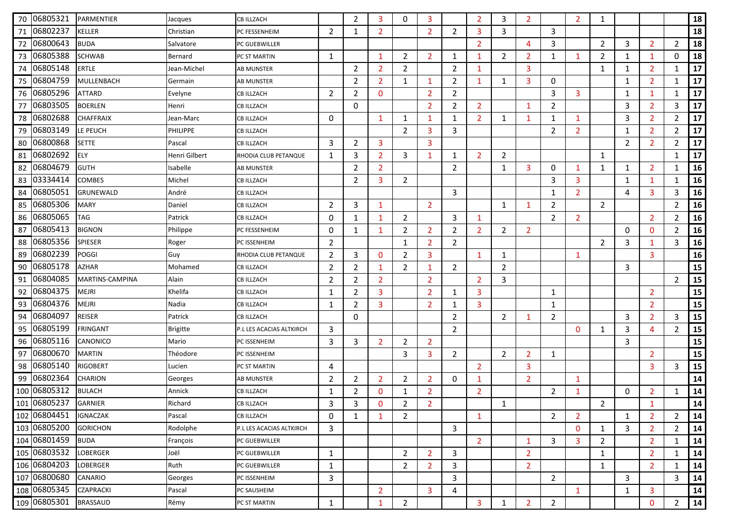| | | | | | | | | | | | | | | | | | | | | |
|---|---|---|---|---|---|---|---|---|---|---|---|---|---|---|---|---|---|---|---|---|
| 70 | 06805321 | PARMENTIER | Jacques | CB ILLZACH | | 2 | 3 | 0 | 3 | | 2 | 3 | 2 | | 2 | 1 | | | | 18 |
| 71 | 06802237 | KELLER | Christian | PC FESSENHEIM | 2 | 1 | 2 | | 2 | 2 | 3 | 3 | | 3 | | | | | | 18 |
| 72 | 06800643 | BUDA | Salvatore | PC GUEBWILLER | | | | | | | 2 | | 4 | 3 | | 2 | 3 | 2 | 2 | 18 |
| 73 | 06805388 | SCHWAB | Bernard | PC ST MARTIN | 1 | | 1 | 2 | 2 | 1 | 1 | 2 | 2 | 1 | 1 | 2 | 1 | 1 | 0 | 18 |
| 74 | 06805148 | ERTLE | Jean-Michel | AB MUNSTER | | 2 | 2 | 2 | | 2 | 1 | | 3 | | | 1 | 1 | 2 | 1 | 17 |
| 75 | 06804759 | MULLENBACH | Germain | AB MUNSTER | | 2 | 2 | 1 | 1 | 2 | 1 | 1 | 3 | 0 | | | 1 | 2 | 1 | 17 |
| 76 | 06805296 | ATTARD | Evelyne | CB ILLZACH | 2 | 2 | 0 | | 2 | 2 | | | | 3 | 3 | | 1 | 1 | 1 | 17 |
| 77 | 06803505 | BOERLEN | Henri | CB ILLZACH | | 0 | | | 2 | 2 | 2 | | 1 | 2 | | | 3 | 2 | 3 | 17 |
| 78 | 06802688 | CHAFFRAIX | Jean-Marc | CB ILLZACH | 0 | | 1 | 1 | 1 | 1 | 2 | 1 | 1 | 1 | 1 | | 3 | 2 | 2 | 17 |
| 79 | 06803149 | LE PEUCH | PHILIPPE | CB ILLZACH | | | | 2 | 3 | 3 | | | | 2 | 2 | | 1 | 2 | 2 | 17 |
| 80 | 06800868 | SETTE | Pascal | CB ILLZACH | 3 | 2 | 3 | | 3 | | | | | | | | 2 | 2 | 2 | 17 |
| 81 | 06802692 | ELY | Henri Gilbert | RHODIA CLUB PETANQUE | 1 | 3 | 2 | 3 | 1 | 1 | 2 | 2 | | | | 1 | | | 1 | 17 |
| 82 | 06804679 | GUTH | Isabelle | AB MUNSTER | | 2 | 2 | | | 2 | | 1 | 3 | 0 | 1 | 1 | 1 | 2 | 1 | 16 |
| 83 | 03334414 | COMBES | Michel | CB ILLZACH | | 2 | 3 | 2 | | | | | | 3 | 3 | | 1 | 1 | 1 | 16 |
| 84 | 06805051 | GRUNEWALD | André | CB ILLZACH | | | | | | 3 | | | | 1 | 2 | | 4 | 3 | 3 | 16 |
| 85 | 06805306 | MARY | Daniel | CB ILLZACH | 2 | 3 | 1 | | 2 | | | 1 | 1 | 2 | | 2 | | | 2 | 16 |
| 86 | 06805065 | TAG | Patrick | CB ILLZACH | 0 | 1 | 1 | 2 | | 3 | 1 | | | 2 | 2 | | | 2 | 2 | 16 |
| 87 | 06805413 | BIGNON | Philippe | PC FESSENHEIM | 0 | 1 | 1 | 2 | 2 | 2 | 2 | 2 | 2 | | | | 0 | 0 | 2 | 16 |
| 88 | 06805356 | SPIESER | Roger | PC ISSENHEIM | 2 | | | 1 | 2 | 2 | | | | | | 2 | 3 | 1 | 3 | 16 |
| 89 | 06802239 | POGGI | Guy | RHODIA CLUB PETANQUE | 2 | 3 | 0 | 2 | 3 | | 1 | 1 | | | 1 | | | 3 | | 16 |
| 90 | 06805178 | AZHAR | Mohamed | CB ILLZACH | 2 | 2 | 1 | 2 | 1 | 2 | | 2 | | | | | 3 | | | 15 |
| 91 | 06804085 | MARTINS-CAMPINA | Alain | CB ILLZACH | 2 | 2 | 2 | | 2 | | 2 | 3 | | | | | | | 2 | 15 |
| 92 | 06804375 | MEJRI | Khelifa | CB ILLZACH | 1 | 2 | 3 | | 2 | 1 | 3 | | | 1 | | | | 2 | | 15 |
| 93 | 06804376 | MEJRI | Nadia | CB ILLZACH | 1 | 2 | 3 | | 2 | 1 | 3 | | | 1 | | | | 2 | | 15 |
| 94 | 06804097 | REISER | Patrick | CB ILLZACH | | 0 | | | | 2 | | 2 | 1 | 2 | | | 3 | 2 | 3 | 15 |
| 95 | 06805199 | FRINGANT | Brigitte | P.L LES ACACIAS ALTKIRCH | 3 | | | | | 2 | | | | | 0 | 1 | 3 | 4 | 2 | 15 |
| 96 | 06805116 | CANONICO | Mario | PC ISSENHEIM | 3 | 3 | 2 | 2 | 2 | | | | | | | | 3 | | | 15 |
| 97 | 06800670 | MARTIN | Théodore | PC ISSENHEIM | | | | 3 | 3 | 2 | | 2 | 2 | 1 | | | | 2 | | 15 |
| 98 | 06805140 | RIGOBERT | Lucien | PC ST MARTIN | 4 | | | | | | 2 | | 3 | | | | | 3 | 3 | 15 |
| 99 | 06802364 | CHARION | Georges | AB MUNSTER | 2 | 2 | 2 | 2 | 2 | 0 | 1 | | 2 | | 1 | | | | | 14 |
| 100 | 06805312 | BULACH | Annick | CB ILLZACH | 1 | 2 | 0 | 1 | 2 | | 2 | | | 2 | 1 | | 0 | 2 | 1 | 14 |
| 101 | 06805237 | GARNIER | Richard | CB ILLZACH | 3 | 3 | 0 | 2 | 2 | | | 1 | | | | 2 | | 1 | | 14 |
| 102 | 06804451 | IGNACZAK | Pascal | CB ILLZACH | 0 | 1 | 1 | 2 | | | 1 | | | 2 | 2 | | 1 | 2 | 2 | 14 |
| 103 | 06805200 | GORICHON | Rodolphe | P.L LES ACACIAS ALTKIRCH | 3 | | | | | 3 | | | | | 0 | 1 | 3 | 2 | 2 | 14 |
| 104 | 06801459 | BUDA | François | PC GUEBWILLER | | | | | | | 2 | | 1 | 3 | 3 | 2 | | 2 | 1 | 14 |
| 105 | 06803532 | LOBERGER | Joël | PC GUEBWILLER | 1 | | | 2 | 2 | 3 | | | 2 | | | 1 | | 2 | 1 | 14 |
| 106 | 06804203 | LOBERGER | Ruth | PC GUEBWILLER | 1 | | | 2 | 2 | 3 | | | 2 | | | 1 | | 2 | 1 | 14 |
| 107 | 06800680 | CANARIO | Georges | PC ISSENHEIM | 3 | | | | | 3 | | | | 2 | | | 3 | | 3 | 14 |
| 108 | 06805345 | CZAPRACKI | Pascal | PC SAUSHEIM | | | 2 | | 3 | 4 | | | | | 1 | | 1 | 3 | | 14 |
| 109 | 06805301 | BRASSAUD | Rémy | PC ST MARTIN | 1 | | 1 | 2 | | | 3 | 1 | 2 | 2 | | | | 0 | 2 | 14 |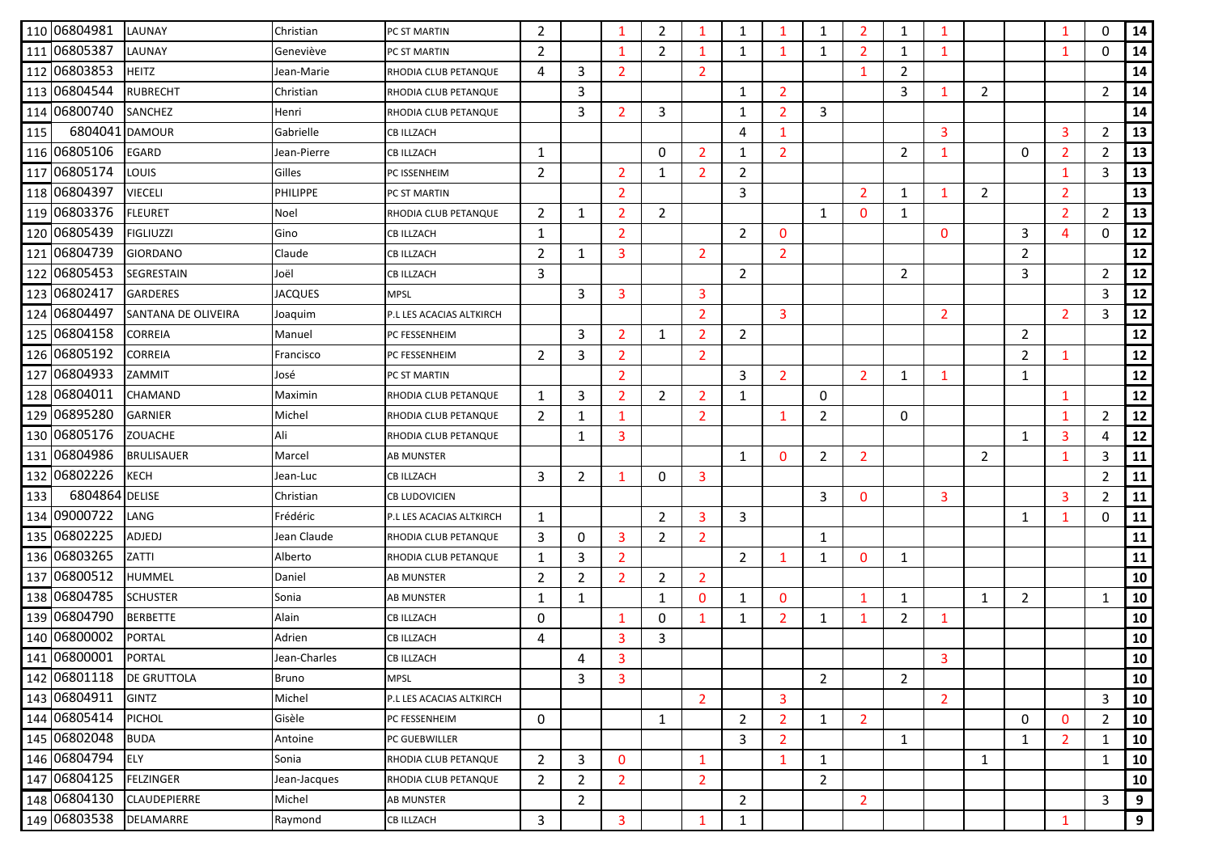| | | | | | | | | | | | | | | | | | | | | |
|---|---|---|---|---|---|---|---|---|---|---|---|---|---|---|---|---|---|---|---|---|
| 110 | 06804981 | LAUNAY | Christian | PC ST MARTIN | 2 | | 1 | 2 | 1 | 1 | 1 | 1 | 2 | 1 | 1 | | | 1 | 0 | 14 |
| 111 | 06805387 | LAUNAY | Geneviève | PC ST MARTIN | 2 | | 1 | 2 | 1 | 1 | 1 | 1 | 2 | 1 | 1 | | | 1 | 0 | 14 |
| 112 | 06803853 | HEITZ | Jean-Marie | RHODIA CLUB PETANQUE | 4 | 3 | 2 | | 2 | | | | 1 | 2 | | | | | | 14 |
| 113 | 06804544 | RUBRECHT | Christian | RHODIA CLUB PETANQUE | | 3 | | | | 1 | 2 | | | 3 | 1 | 2 | | | 2 | 14 |
| 114 | 06800740 | SANCHEZ | Henri | RHODIA CLUB PETANQUE | | 3 | 2 | 3 | | 1 | 2 | 3 | | | | | | | | 14 |
| 115 | 6804041 | DAMOUR | Gabrielle | CB ILLZACH | | | | | | 4 | 1 | | | | 3 | | | 3 | 2 | 13 |
| 116 | 06805106 | EGARD | Jean-Pierre | CB ILLZACH | 1 | | | 0 | 2 | 1 | 2 | | | 2 | 1 | | 0 | 2 | 2 | 13 |
| 117 | 06805174 | LOUIS | Gilles | PC ISSENHEIM | 2 | | 2 | 1 | 2 | 2 | | | | | | | | 1 | 3 | 13 |
| 118 | 06804397 | VIECELI | PHILIPPE | PC ST MARTIN | | | 2 | | | 3 | | | 2 | 1 | 1 | 2 | | 2 | | 13 |
| 119 | 06803376 | FLEURET | Noel | RHODIA CLUB PETANQUE | 2 | 1 | 2 | 2 | | | | 1 | 0 | 1 | | | | 2 | 2 | 13 |
| 120 | 06805439 | FIGLIUZZI | Gino | CB ILLZACH | 1 | | 2 | | | 2 | 0 | | | | 0 | | 3 | 4 | 0 | 12 |
| 121 | 06804739 | GIORDANO | Claude | CB ILLZACH | 2 | 1 | 3 | | 2 | | 2 | | | | | | 2 | | | 12 |
| 122 | 06805453 | SEGRESTAIN | Joël | CB ILLZACH | 3 | | | | | 2 | | | | 2 | | | 3 | | 2 | 12 |
| 123 | 06802417 | GARDERES | JACQUES | MPSL | | 3 | 3 | | 3 | | | | | | | | | | 3 | 12 |
| 124 | 06804497 | SANTANA DE OLIVEIRA | Joaquim | P.L LES ACACIAS ALTKIRCH | | | | | 2 | | 3 | | | | 2 | | | 2 | 3 | 12 |
| 125 | 06804158 | CORREIA | Manuel | PC FESSENHEIM | | 3 | 2 | 1 | 2 | 2 | | | | | | | 2 | | | 12 |
| 126 | 06805192 | CORREIA | Francisco | PC FESSENHEIM | 2 | 3 | 2 | | 2 | | | | | | | | 2 | 1 | | 12 |
| 127 | 06804933 | ZAMMIT | José | PC ST MARTIN | | | 2 | | | 3 | 2 | | 2 | 1 | 1 | | 1 | | | 12 |
| 128 | 06804011 | CHAMAND | Maximin | RHODIA CLUB PETANQUE | 1 | 3 | 2 | 2 | 2 | 1 | | 0 | | | | | | 1 | | 12 |
| 129 | 06895280 | GARNIER | Michel | RHODIA CLUB PETANQUE | 2 | 1 | 1 | | 2 | | 1 | 2 | | 0 | | | | 1 | 2 | 12 |
| 130 | 06805176 | ZOUACHE | Ali | RHODIA CLUB PETANQUE | | 1 | 3 | | | | | | | | | | 1 | 3 | 4 | 12 |
| 131 | 06804986 | BRULISAUER | Marcel | AB MUNSTER | | | | | | 1 | 0 | 2 | 2 | | | 2 | | 1 | 3 | 11 |
| 132 | 06802226 | KECH | Jean-Luc | CB ILLZACH | 3 | 2 | 1 | 0 | 3 | | | | | | | | | | 2 | 11 |
| 133 | 6804864 | DELISE | Christian | CB LUDOVICIEN | | | | | | | | 3 | 0 | | 3 | | | 3 | 2 | 11 |
| 134 | 09000722 | LANG | Frédéric | P.L LES ACACIAS ALTKIRCH | 1 | | | 2 | 3 | 3 | | | | | | | 1 | 1 | 0 | 11 |
| 135 | 06802225 | ADJEDJ | Jean Claude | RHODIA CLUB PETANQUE | 3 | 0 | 3 | 2 | 2 | | | 1 | | | | | | | | 11 |
| 136 | 06803265 | ZATTI | Alberto | RHODIA CLUB PETANQUE | 1 | 3 | 2 | | | 2 | 1 | 1 | 0 | 1 | | | | | | 11 |
| 137 | 06800512 | HUMMEL | Daniel | AB MUNSTER | 2 | 2 | 2 | 2 | 2 | | | | | | | | | | | 10 |
| 138 | 06804785 | SCHUSTER | Sonia | AB MUNSTER | 1 | 1 | | 1 | 0 | 1 | 0 | | 1 | 1 | | 1 | 2 | | 1 | 10 |
| 139 | 06804790 | BERBETTE | Alain | CB ILLZACH | 0 | | 1 | 0 | 1 | 1 | 2 | 1 | 1 | 2 | 1 | | | | | 10 |
| 140 | 06800002 | PORTAL | Adrien | CB ILLZACH | 4 | | 3 | 3 | | | | | | | | | | | | 10 |
| 141 | 06800001 | PORTAL | Jean-Charles | CB ILLZACH | | 4 | 3 | | | | | | | | 3 | | | | | 10 |
| 142 | 06801118 | DE GRUTTOLA | Bruno | MPSL | | 3 | 3 | | | | | 2 | | 2 | | | | | | 10 |
| 143 | 06804911 | GINTZ | Michel | P.L LES ACACIAS ALTKIRCH | | | | | 2 | | 3 | | | | 2 | | | | 3 | 10 |
| 144 | 06805414 | PICHOL | Gisèle | PC FESSENHEIM | 0 | | | 1 | | 2 | 2 | 1 | 2 | | | | 0 | 0 | 2 | 10 |
| 145 | 06802048 | BUDA | Antoine | PC GUEBWILLER | | | | | | 3 | 2 | | | 1 | | | 1 | 2 | 1 | 10 |
| 146 | 06804794 | ELY | Sonia | RHODIA CLUB PETANQUE | 2 | 3 | 0 | | 1 | | 1 | 1 | | | | 1 | | | 1 | 10 |
| 147 | 06804125 | FELZINGER | Jean-Jacques | RHODIA CLUB PETANQUE | 2 | 2 | 2 | | 2 | | | 2 | | | | | | | | 10 |
| 148 | 06804130 | CLAUDEPIERRE | Michel | AB MUNSTER | | 2 | | | | 2 | | | 2 | | | | | | 3 | 9 |
| 149 | 06803538 | DELAMARRE | Raymond | CB ILLZACH | 3 | | 3 | | 1 | 1 | | | | | | | | 1 | | 9 |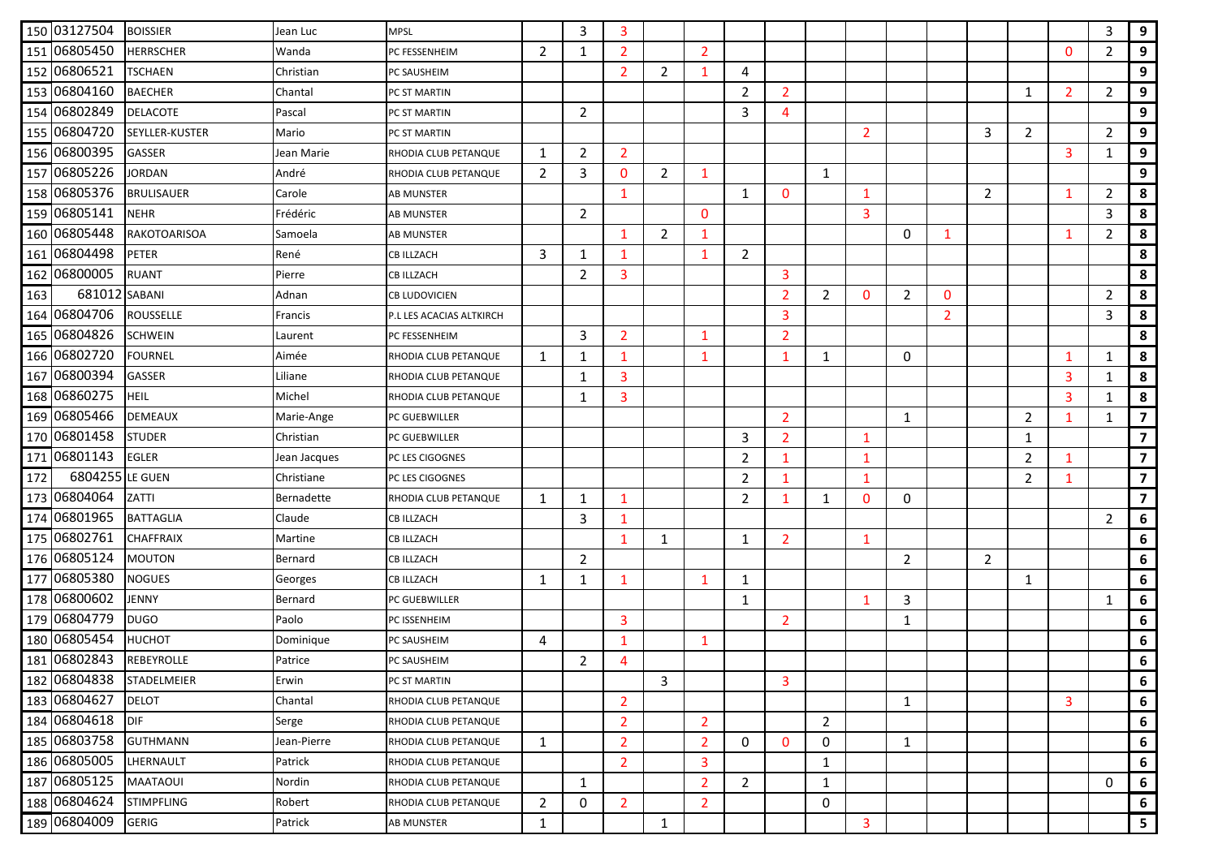| | | | | | | | | | | | | | | | | | | | | |
|---|---|---|---|---|---|---|---|---|---|---|---|---|---|---|---|---|---|---|---|---|
| 150 | 03127504 | BOISSIER | Jean Luc | MPSL | | 3 | 3 | | | | | | | | | | | | 3 | 9 |
| 151 | 06805450 | HERRSCHER | Wanda | PC FESSENHEIM | 2 | 1 | 2 | | 2 | | | | | | | | | 0 | 2 | 9 |
| 152 | 06806521 | TSCHAEN | Christian | PC SAUSHEIM | | | 2 | 2 | 1 | 4 | | | | | | | | | | 9 |
| 153 | 06804160 | BAECHER | Chantal | PC ST MARTIN | | | | | | 2 | 2 | | | | | | 1 | 2 | 2 | 9 |
| 154 | 06802849 | DELACOTE | Pascal | PC ST MARTIN | | 2 | | | | 3 | 4 | | | | | | | | | 9 |
| 155 | 06804720 | SEYLLER-KUSTER | Mario | PC ST MARTIN | | | | | | | | | 2 | | | 3 | 2 | | 2 | 9 |
| 156 | 06800395 | GASSER | Jean Marie | RHODIA CLUB PETANQUE | 1 | 2 | 2 | | | | | | | | | | | 3 | 1 | 9 |
| 157 | 06805226 | JORDAN | André | RHODIA CLUB PETANQUE | 2 | 3 | 0 | 2 | 1 | | | 1 | | | | | | | | 9 |
| 158 | 06805376 | BRULISAUER | Carole | AB MUNSTER | | | 1 | | | 1 | 0 | | 1 | | | 2 | | 1 | 2 | 8 |
| 159 | 06805141 | NEHR | Frédéric | AB MUNSTER | | 2 | | | 0 | | | | 3 | | | | | | 3 | 8 |
| 160 | 06805448 | RAKOTOARISOA | Samoela | AB MUNSTER | | | 1 | 2 | 1 | | | | | 0 | 1 | | | 1 | 2 | 8 |
| 161 | 06804498 | PETER | René | CB ILLZACH | 3 | 1 | 1 | | 1 | 2 | | | | | | | | | | 8 |
| 162 | 06800005 | RUANT | Pierre | CB ILLZACH | | 2 | 3 | | | | 3 | | | | | | | | | 8 |
| 163 | 681012 | SABANI | Adnan | CB LUDOVICIEN | | | | | | | 2 | 2 | 0 | 2 | 0 | | | | 2 | 8 |
| 164 | 06804706 | ROUSSELLE | Francis | P.L LES ACACIAS ALTKIRCH | | | | | | | 3 | | | | 2 | | | | 3 | 8 |
| 165 | 06804826 | SCHWEIN | Laurent | PC FESSENHEIM | | 3 | 2 | | 1 | | 2 | | | | | | | | | 8 |
| 166 | 06802720 | FOURNEL | Aimée | RHODIA CLUB PETANQUE | 1 | 1 | 1 | | 1 | | 1 | 1 | | 0 | | | | 1 | 1 | 8 |
| 167 | 06800394 | GASSER | Liliane | RHODIA CLUB PETANQUE | | 1 | 3 | | | | | | | | | | | 3 | 1 | 8 |
| 168 | 06860275 | HEIL | Michel | RHODIA CLUB PETANQUE | | 1 | 3 | | | | | | | | | | | 3 | 1 | 8 |
| 169 | 06805466 | DEMEAUX | Marie-Ange | PC GUEBWILLER | | | | | | | 2 | | | 1 | | | 2 | 1 | 1 | 7 |
| 170 | 06801458 | STUDER | Christian | PC GUEBWILLER | | | | | | 3 | 2 | | 1 | | | | 1 | | | 7 |
| 171 | 06801143 | EGLER | Jean Jacques | PC LES CIGOGNES | | | | | | 2 | 1 | | 1 | | | | 2 | 1 | | 7 |
| 172 | 6804255 | LE GUEN | Christiane | PC LES CIGOGNES | | | | | | 2 | 1 | | 1 | | | | 2 | 1 | | 7 |
| 173 | 06804064 | ZATTI | Bernadette | RHODIA CLUB PETANQUE | 1 | 1 | 1 | | | 2 | 1 | 1 | 0 | 0 | | | | | | 7 |
| 174 | 06801965 | BATTAGLIA | Claude | CB ILLZACH | | 3 | 1 | | | | | | | | | | | | 2 | 6 |
| 175 | 06802761 | CHAFFRAIX | Martine | CB ILLZACH | | | 1 | 1 | | 1 | 2 | | 1 | | | | | | | 6 |
| 176 | 06805124 | MOUTON | Bernard | CB ILLZACH | | 2 | | | | | | | | 2 | | 2 | | | | 6 |
| 177 | 06805380 | NOGUES | Georges | CB ILLZACH | 1 | 1 | 1 | | 1 | 1 | | | | | | | 1 | | | 6 |
| 178 | 06800602 | JENNY | Bernard | PC GUEBWILLER | | | | | | 1 | | | 1 | 3 | | | | | 1 | 6 |
| 179 | 06804779 | DUGO | Paolo | PC ISSENHEIM | | | 3 | | | | 2 | | | 1 | | | | | | 6 |
| 180 | 06805454 | HUCHOT | Dominique | PC SAUSHEIM | 4 | | 1 | | 1 | | | | | | | | | | | 6 |
| 181 | 06802843 | REBEYROLLE | Patrice | PC SAUSHEIM | | 2 | 4 | | | | | | | | | | | | | 6 |
| 182 | 06804838 | STADELMEIER | Erwin | PC ST MARTIN | | | | 3 | | | 3 | | | | | | | | | 6 |
| 183 | 06804627 | DELOT | Chantal | RHODIA CLUB PETANQUE | | | 2 | | | | | | | 1 | | | | 3 | | 6 |
| 184 | 06804618 | DIF | Serge | RHODIA CLUB PETANQUE | | | 2 | | 2 | | | 2 | | | | | | | | 6 |
| 185 | 06803758 | GUTHMANN | Jean-Pierre | RHODIA CLUB PETANQUE | 1 | | 2 | | 2 | 0 | 0 | 0 | | 1 | | | | | | 6 |
| 186 | 06805005 | LHERNAULT | Patrick | RHODIA CLUB PETANQUE | | | 2 | | 3 | | | 1 | | | | | | | | 6 |
| 187 | 06805125 | MAATAOUI | Nordin | RHODIA CLUB PETANQUE | | 1 | | | 2 | 2 | | 1 | | | | | | | 0 | 6 |
| 188 | 06804624 | STIMPFLING | Robert | RHODIA CLUB PETANQUE | 2 | 0 | 2 | | 2 | | | 0 | | | | | | | | 6 |
| 189 | 06804009 | GERIG | Patrick | AB MUNSTER | 1 | | | 1 | | | | | 3 | | | | | | | 5 |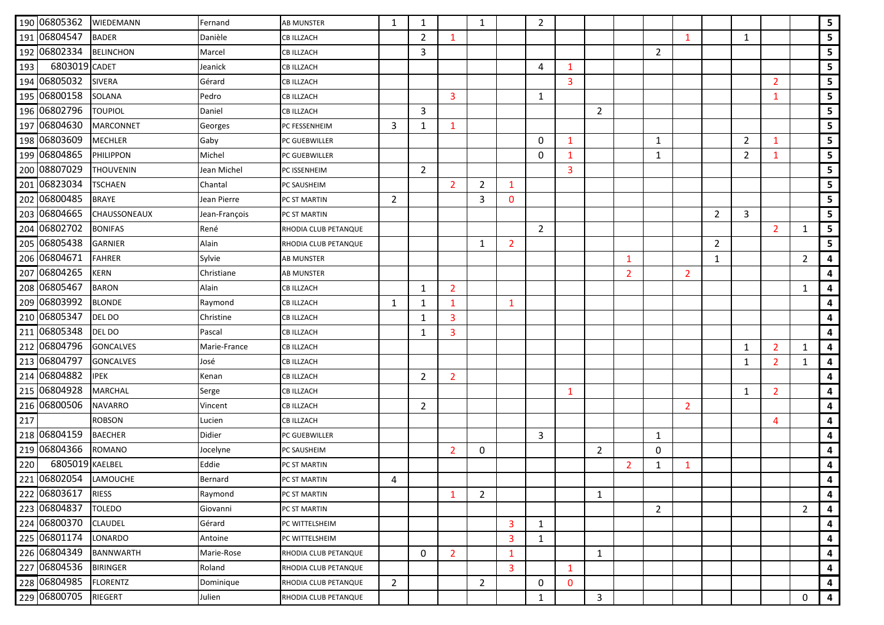| | | | | | | | | | | | | | | | | | | | | |
|---|---|---|---|---|---|---|---|---|---|---|---|---|---|---|---|---|---|---|---|---|
| 190 | 06805362 | WIEDEMANN | Fernand | AB MUNSTER | 1 | 1 | | 1 | | 2 | | | | | | | | | | **5** |
| 191 | 06804547 | BADER | Danièle | CB ILLZACH | | 2 | 1 | | | | | | | | 1 | | 1 | | | **5** |
| 192 | 06802334 | BELINCHON | Marcel | CB ILLZACH | | 3 | | | | | | | | 2 | | | | | | **5** |
| 193 | 6803019 | CADET | Jeanick | CB ILLZACH | | | | | | 4 | 1 | | | | | | | | | **5** |
| 194 | 06805032 | SIVERA | Gérard | CB ILLZACH | | | | | | | 3 | | | | | | | 2 | | **5** |
| 195 | 06800158 | SOLANA | Pedro | CB ILLZACH | | | 3 | | | 1 | | | | | | | | 1 | | **5** |
| 196 | 06802796 | TOUPIOL | Daniel | CB ILLZACH | | 3 | | | | | | 2 | | | | | | | | **5** |
| 197 | 06804630 | MARCONNET | Georges | PC FESSENHEIM | 3 | 1 | 1 | | | | | | | | | | | | | **5** |
| 198 | 06803609 | MECHLER | Gaby | PC GUEBWILLER | | | | | | 0 | 1 | | | 1 | | | 2 | 1 | | **5** |
| 199 | 06804865 | PHILIPPON | Michel | PC GUEBWILLER | | | | | | 0 | 1 | | | 1 | | | 2 | 1 | | **5** |
| 200 | 08807029 | THOUVENIN | Jean Michel | PC ISSENHEIM | | 2 | | | | | 3 | | | | | | | | | **5** |
| 201 | 06823034 | TSCHAEN | Chantal | PC SAUSHEIM | | | 2 | 2 | 1 | | | | | | | | | | | **5** |
| 202 | 06800485 | BRAYE | Jean Pierre | PC ST MARTIN | 2 | | | 3 | 0 | | | | | | | | | | | **5** |
| 203 | 06804665 | CHAUSSONEAUX | Jean-François | PC ST MARTIN | | | | | | | | | | | | 2 | 3 | | | **5** |
| 204 | 06802702 | BONIFAS | René | RHODIA CLUB PETANQUE | | | | | | 2 | | | | | | | | 2 | 1 | **5** |
| 205 | 06805438 | GARNIER | Alain | RHODIA CLUB PETANQUE | | | | 1 | 2 | | | | | | | 2 | | | | **5** |
| 206 | 06804671 | FAHRER | Sylvie | AB MUNSTER | | | | | | | | | 1 | | | 1 | | | 2 | **4** |
| 207 | 06804265 | KERN | Christiane | AB MUNSTER | | | | | | | | | 2 | | 2 | | | | | **4** |
| 208 | 06805467 | BARON | Alain | CB ILLZACH | | 1 | 2 | | | | | | | | | | | | 1 | **4** |
| 209 | 06803992 | BLONDE | Raymond | CB ILLZACH | 1 | 1 | 1 | | 1 | | | | | | | | | | | **4** |
| 210 | 06805347 | DEL DO | Christine | CB ILLZACH | | 1 | 3 | | | | | | | | | | | | | **4** |
| 211 | 06805348 | DEL DO | Pascal | CB ILLZACH | | 1 | 3 | | | | | | | | | | | | | **4** |
| 212 | 06804796 | GONCALVES | Marie-France | CB ILLZACH | | | | | | | | | | | | | 1 | 2 | 1 | **4** |
| 213 | 06804797 | GONCALVES | José | CB ILLZACH | | | | | | | | | | | | | 1 | 2 | 1 | **4** |
| 214 | 06804882 | IPEK | Kenan | CB ILLZACH | | 2 | 2 | | | | | | | | | | | | | **4** |
| 215 | 06804928 | MARCHAL | Serge | CB ILLZACH | | | | | | | 1 | | | | | | 1 | 2 | | **4** |
| 216 | 06800506 | NAVARRO | Vincent | CB ILLZACH | | 2 | | | | | | | | | 2 | | | | | **4** |
| 217 | | ROBSON | Lucien | CB ILLZACH | | | | | | | | | | | | | | 4 | | **4** |
| 218 | 06804159 | BAECHER | Didier | PC GUEBWILLER | | | | | | 3 | | | | 1 | | | | | | **4** |
| 219 | 06804366 | ROMANO | Jocelyne | PC SAUSHEIM | | | 2 | 0 | | | | 2 | | 0 | | | | | | **4** |
| 220 | 6805019 | KAELBEL | Eddie | PC ST MARTIN | | | | | | | | | 2 | 1 | 1 | | | | | **4** |
| 221 | 06802054 | LAMOUCHE | Bernard | PC ST MARTIN | 4 | | | | | | | | | | | | | | | **4** |
| 222 | 06803617 | RIESS | Raymond | PC ST MARTIN | | | 1 | 2 | | | | 1 | | | | | | | | **4** |
| 223 | 06804837 | TOLEDO | Giovanni | PC ST MARTIN | | | | | | | | | | 2 | | | | | 2 | **4** |
| 224 | 06800370 | CLAUDEL | Gérard | PC WITTELSHEIM | | | | | 3 | 1 | | | | | | | | | | **4** |
| 225 | 06801174 | LONARDO | Antoine | PC WITTELSHEIM | | | | | 3 | 1 | | | | | | | | | | **4** |
| 226 | 06804349 | BANNWARTH | Marie-Rose | RHODIA CLUB PETANQUE | | 0 | 2 | | 1 | | | 1 | | | | | | | | **4** |
| 227 | 06804536 | BIRINGER | Roland | RHODIA CLUB PETANQUE | | | | | 3 | | 1 | | | | | | | | | **4** |
| 228 | 06804985 | FLORENTZ | Dominique | RHODIA CLUB PETANQUE | 2 | | | 2 | | 0 | 0 | | | | | | | | | **4** |
| 229 | 06800705 | RIEGERT | Julien | RHODIA CLUB PETANQUE | | | | | | 1 | | 3 | | | | | | | 0 | **4** |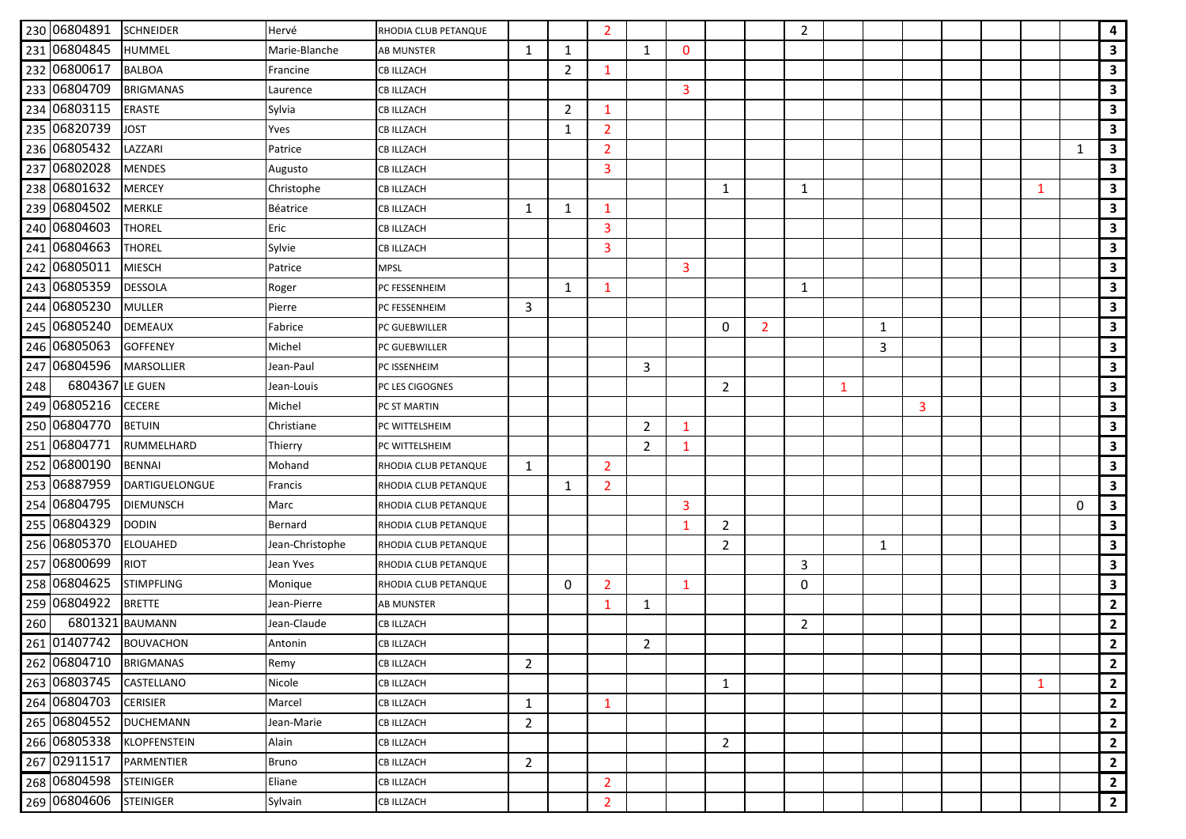| | | | | | | | | | | | | | | | | | | | | |
|---|---|---|---|---|---|---|---|---|---|---|---|---|---|---|---|---|---|---|---|---|
| 230 | 06804891 | SCHNEIDER | Hervé | RHODIA CLUB PETANQUE | | | 2 | | | | | 2 | | | | | | | | 4 |
| 231 | 06804845 | HUMMEL | Marie-Blanche | AB MUNSTER | 1 | 1 | | 1 | 0 | | | | | | | | | | | 3 |
| 232 | 06800617 | BALBOA | Francine | CB ILLZACH | | 2 | 1 | | | | | | | | | | | | | 3 |
| 233 | 06804709 | BRIGMANAS | Laurence | CB ILLZACH | | | | | 3 | | | | | | | | | | | 3 |
| 234 | 06803115 | ERASTE | Sylvia | CB ILLZACH | | 2 | 1 | | | | | | | | | | | | | 3 |
| 235 | 06820739 | JOST | Yves | CB ILLZACH | | 1 | 2 | | | | | | | | | | | | | 3 |
| 236 | 06805432 | LAZZARI | Patrice | CB ILLZACH | | | 2 | | | | | | | | | | | | 1 | 3 |
| 237 | 06802028 | MENDES | Augusto | CB ILLZACH | | | 3 | | | | | | | | | | | | | 3 |
| 238 | 06801632 | MERCEY | Christophe | CB ILLZACH | | | | | | 1 | | 1 | | | | | | 1 | | 3 |
| 239 | 06804502 | MERKLE | Béatrice | CB ILLZACH | 1 | 1 | 1 | | | | | | | | | | | | | 3 |
| 240 | 06804603 | THOREL | Eric | CB ILLZACH | | | 3 | | | | | | | | | | | | | 3 |
| 241 | 06804663 | THOREL | Sylvie | CB ILLZACH | | | 3 | | | | | | | | | | | | | 3 |
| 242 | 06805011 | MIESCH | Patrice | MPSL | | | | | 3 | | | | | | | | | | | 3 |
| 243 | 06805359 | DESSOLA | Roger | PC FESSENHEIM | | 1 | 1 | | | | | 1 | | | | | | | | 3 |
| 244 | 06805230 | MULLER | Pierre | PC FESSENHEIM | 3 | | | | | | | | | | | | | | | 3 |
| 245 | 06805240 | DEMEAUX | Fabrice | PC GUEBWILLER | | | | | | 0 | 2 | | | 1 | | | | | | 3 |
| 246 | 06805063 | GOFFENEY | Michel | PC GUEBWILLER | | | | | | | | | | 3 | | | | | | 3 |
| 247 | 06804596 | MARSOLLIER | Jean-Paul | PC ISSENHEIM | | | | 3 | | | | | | | | | | | | 3 |
| 248 | 6804367 | LE GUEN | Jean-Louis | PC LES CIGOGNES | | | | | | 2 | | | 1 | | | | | | | 3 |
| 249 | 06805216 | CECERE | Michel | PC ST MARTIN | | | | | | | | | | | 3 | | | | | 3 |
| 250 | 06804770 | BETUIN | Christiane | PC WITTELSHEIM | | | | 2 | 1 | | | | | | | | | | | 3 |
| 251 | 06804771 | RUMMELHARD | Thierry | PC WITTELSHEIM | | | | 2 | 1 | | | | | | | | | | | 3 |
| 252 | 06800190 | BENNAI | Mohand | RHODIA CLUB PETANQUE | 1 | | 2 | | | | | | | | | | | | | 3 |
| 253 | 06887959 | DARTIGUELONGUE | Francis | RHODIA CLUB PETANQUE | | 1 | 2 | | | | | | | | | | | | | 3 |
| 254 | 06804795 | DIEMUNSCH | Marc | RHODIA CLUB PETANQUE | | | | | 3 | | | | | | | | | | 0 | 3 |
| 255 | 06804329 | DODIN | Bernard | RHODIA CLUB PETANQUE | | | | | 1 | 2 | | | | | | | | | | 3 |
| 256 | 06805370 | ELOUAHED | Jean-Christophe | RHODIA CLUB PETANQUE | | | | | | 2 | | | | 1 | | | | | | 3 |
| 257 | 06800699 | RIOT | Jean Yves | RHODIA CLUB PETANQUE | | | | | | | | 3 | | | | | | | | 3 |
| 258 | 06804625 | STIMPFLING | Monique | RHODIA CLUB PETANQUE | | 0 | 2 | | 1 | | | 0 | | | | | | | | 3 |
| 259 | 06804922 | BRETTE | Jean-Pierre | AB MUNSTER | | | 1 | 1 | | | | | | | | | | | | 2 |
| 260 | 6801321 | BAUMANN | Jean-Claude | CB ILLZACH | | | | | | | | 2 | | | | | | | | 2 |
| 261 | 01407742 | BOUVACHON | Antonin | CB ILLZACH | | | | 2 | | | | | | | | | | | | 2 |
| 262 | 06804710 | BRIGMANAS | Remy | CB ILLZACH | 2 | | | | | | | | | | | | | | | 2 |
| 263 | 06803745 | CASTELLANO | Nicole | CB ILLZACH | | | | | | 1 | | | | | | | | 1 | | 2 |
| 264 | 06804703 | CERISIER | Marcel | CB ILLZACH | 1 | | 1 | | | | | | | | | | | | | 2 |
| 265 | 06804552 | DUCHEMANN | Jean-Marie | CB ILLZACH | 2 | | | | | | | | | | | | | | | 2 |
| 266 | 06805338 | KLOPFENSTEIN | Alain | CB ILLZACH | | | | | | 2 | | | | | | | | | | 2 |
| 267 | 02911517 | PARMENTIER | Bruno | CB ILLZACH | 2 | | | | | | | | | | | | | | | 2 |
| 268 | 06804598 | STEINIGER | Eliane | CB ILLZACH | | | 2 | | | | | | | | | | | | | 2 |
| 269 | 06804606 | STEINIGER | Sylvain | CB ILLZACH | | | 2 | | | | | | | | | | | | | 2 |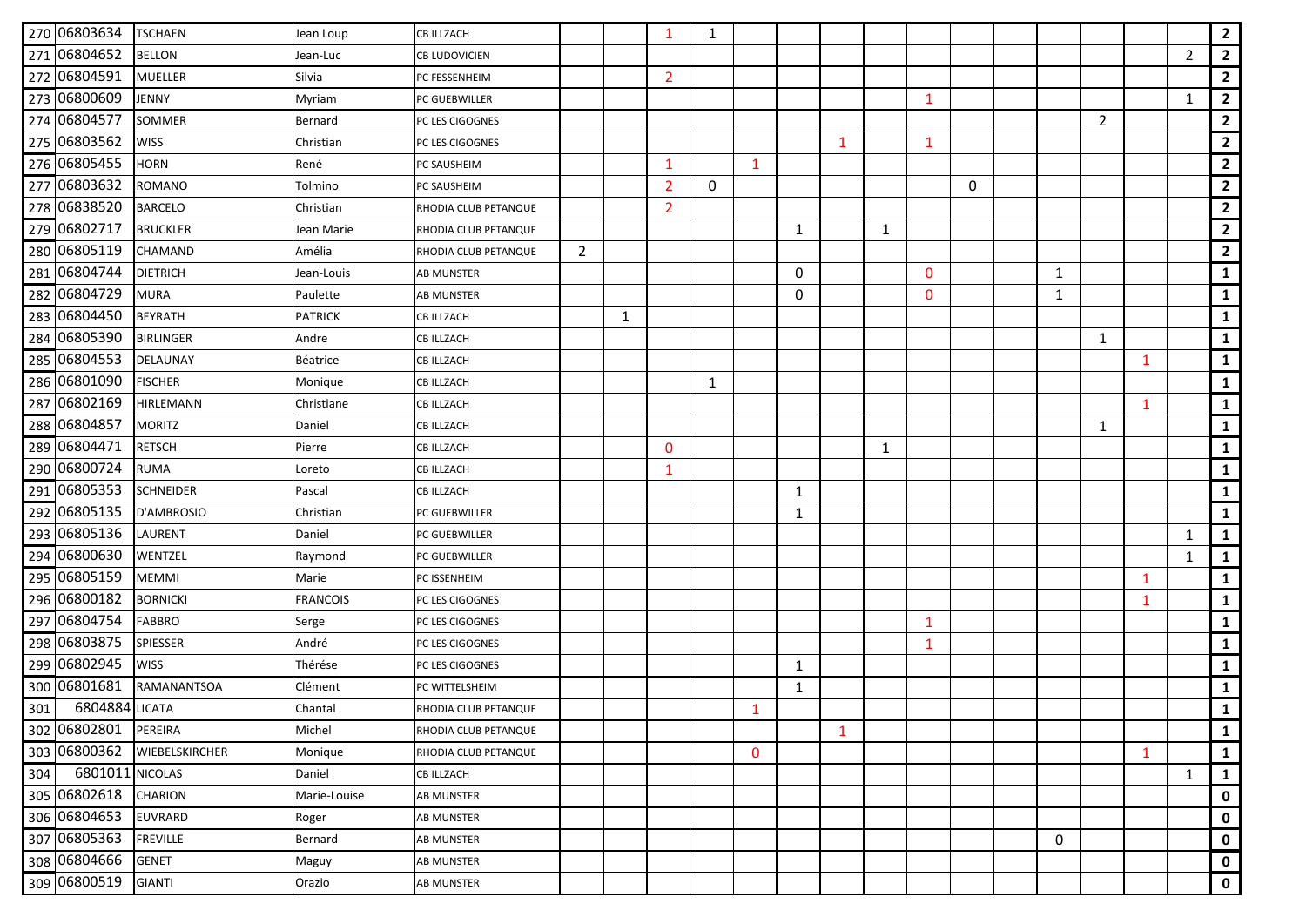| | | | | | | | | | | | | | | | | | | | | |
|---|---|---|---|---|---|---|---|---|---|---|---|---|---|---|---|---|---|---|---|---|
| 270 | 06803634 | TSCHAEN | Jean Loup | CB ILLZACH | | | 1 | 1 | | | | | | | | | | | | **2** |
| 271 | 06804652 | BELLON | Jean-Luc | CB LUDOVICIEN | | | | | | | | | | | | | | | 2 | **2** |
| 272 | 06804591 | MUELLER | Silvia | PC FESSENHEIM | | | 2 | | | | | | | | | | | | | **2** |
| 273 | 06800609 | JENNY | Myriam | PC GUEBWILLER | | | | | | | | | 1 | | | | | | 1 | **2** |
| 274 | 06804577 | SOMMER | Bernard | PC LES CIGOGNES | | | | | | | | | | | | | 2 | | | **2** |
| 275 | 06803562 | WISS | Christian | PC LES CIGOGNES | | | | | | | 1 | | 1 | | | | | | | **2** |
| 276 | 06805455 | HORN | René | PC SAUSHEIM | | | 1 | | 1 | | | | | | | | | | | **2** |
| 277 | 06803632 | ROMANO | Tolmino | PC SAUSHEIM | | | 2 | 0 | | | | | | 0 | | | | | | **2** |
| 278 | 06838520 | BARCELO | Christian | RHODIA CLUB PETANQUE | | | 2 | | | | | | | | | | | | | **2** |
| 279 | 06802717 | BRUCKLER | Jean Marie | RHODIA CLUB PETANQUE | | | | | | 1 | | 1 | | | | | | | | **2** |
| 280 | 06805119 | CHAMAND | Amélia | RHODIA CLUB PETANQUE | 2 | | | | | | | | | | | | | | | **2** |
| 281 | 06804744 | DIETRICH | Jean-Louis | AB MUNSTER | | | | | | 0 | | | 0 | | | 1 | | | | **1** |
| 282 | 06804729 | MURA | Paulette | AB MUNSTER | | | | | | 0 | | | 0 | | | 1 | | | | **1** |
| 283 | 06804450 | BEYRATH | PATRICK | CB ILLZACH | | 1 | | | | | | | | | | | | | | **1** |
| 284 | 06805390 | BIRLINGER | Andre | CB ILLZACH | | | | | | | | | | | | | 1 | | | **1** |
| 285 | 06804553 | DELAUNAY | Béatrice | CB ILLZACH | | | | | | | | | | | | | | 1 | | **1** |
| 286 | 06801090 | FISCHER | Monique | CB ILLZACH | | | | 1 | | | | | | | | | | | | **1** |
| 287 | 06802169 | HIRLEMANN | Christiane | CB ILLZACH | | | | | | | | | | | | | | 1 | | **1** |
| 288 | 06804857 | MORITZ | Daniel | CB ILLZACH | | | | | | | | | | | | | 1 | | | **1** |
| 289 | 06804471 | RETSCH | Pierre | CB ILLZACH | | | 0 | | | | | 1 | | | | | | | | **1** |
| 290 | 06800724 | RUMA | Loreto | CB ILLZACH | | | 1 | | | | | | | | | | | | | **1** |
| 291 | 06805353 | SCHNEIDER | Pascal | CB ILLZACH | | | | | | 1 | | | | | | | | | | **1** |
| 292 | 06805135 | D'AMBROSIO | Christian | PC GUEBWILLER | | | | | | 1 | | | | | | | | | | **1** |
| 293 | 06805136 | LAURENT | Daniel | PC GUEBWILLER | | | | | | | | | | | | | | | 1 | **1** |
| 294 | 06800630 | WENTZEL | Raymond | PC GUEBWILLER | | | | | | | | | | | | | | | 1 | **1** |
| 295 | 06805159 | MEMMI | Marie | PC ISSENHEIM | | | | | | | | | | | | | | 1 | | **1** |
| 296 | 06800182 | BORNICKI | FRANCOIS | PC LES CIGOGNES | | | | | | | | | | | | | | 1 | | **1** |
| 297 | 06804754 | FABBRO | Serge | PC LES CIGOGNES | | | | | | | | | 1 | | | | | | | **1** |
| 298 | 06803875 | SPIESSER | André | PC LES CIGOGNES | | | | | | | | | 1 | | | | | | | **1** |
| 299 | 06802945 | WISS | Thérése | PC LES CIGOGNES | | | | | | 1 | | | | | | | | | | **1** |
| 300 | 06801681 | RAMANANTSOA | Clément | PC WITTELSHEIM | | | | | | 1 | | | | | | | | | | **1** |
| 301 | 6804884 | LICATA | Chantal | RHODIA CLUB PETANQUE | | | | | 1 | | | | | | | | | | | **1** |
| 302 | 06802801 | PEREIRA | Michel | RHODIA CLUB PETANQUE | | | | | | | 1 | | | | | | | | | **1** |
| 303 | 06800362 | WIEBELSKIRCHER | Monique | RHODIA CLUB PETANQUE | | | | | 0 | | | | | | | | | 1 | | **1** |
| 304 | 6801011 | NICOLAS | Daniel | CB ILLZACH | | | | | | | | | | | | | | | 1 | **1** |
| 305 | 06802618 | CHARION | Marie-Louise | AB MUNSTER | | | | | | | | | | | | | | | | **0** |
| 306 | 06804653 | EUVRARD | Roger | AB MUNSTER | | | | | | | | | | | | | | | | **0** |
| 307 | 06805363 | FREVILLE | Bernard | AB MUNSTER | | | | | | | | | | | | 0 | | | | **0** |
| 308 | 06804666 | GENET | Maguy | AB MUNSTER | | | | | | | | | | | | | | | | **0** |
| 309 | 06800519 | GIANTI | Orazio | AB MUNSTER | | | | | | | | | | | | | | | | **0** |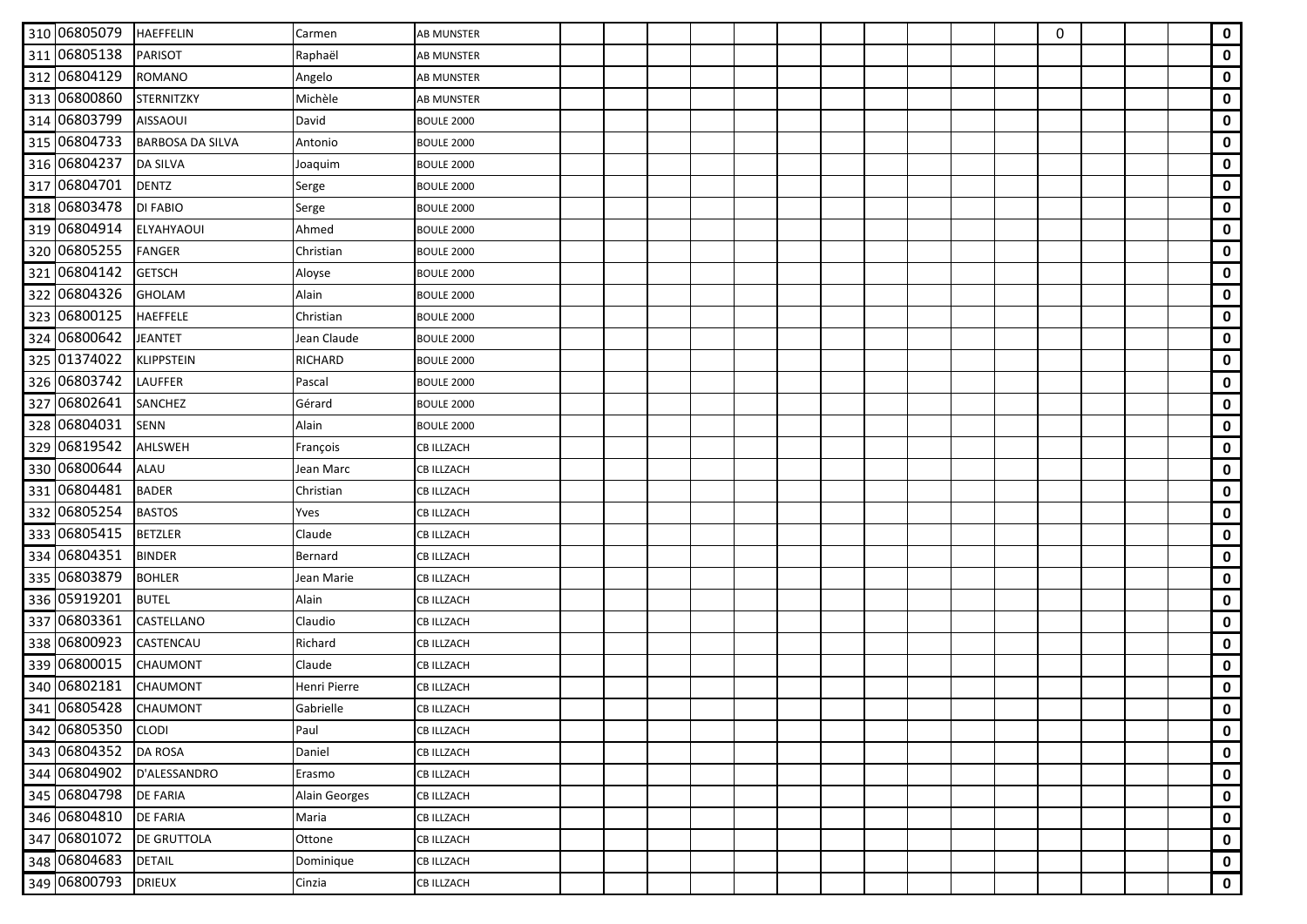| | | | | | | | | | | | | | | | | | | | | |
|---|---|---|---|---|---|---|---|---|---|---|---|---|---|---|---|---|---|---|---|---|
| 310 | 06805079 | HAEFFELIN | Carmen | AB MUNSTER | | | | | | | | | | | | 0 | | | | **0** |
| 311 | 06805138 | PARISOT | Raphaël | AB MUNSTER | | | | | | | | | | | | | | | | **0** |
| 312 | 06804129 | ROMANO | Angelo | AB MUNSTER | | | | | | | | | | | | | | | | **0** |
| 313 | 06800860 | STERNITZKY | Michèle | AB MUNSTER | | | | | | | | | | | | | | | | **0** |
| 314 | 06803799 | AISSAOUI | David | BOULE 2000 | | | | | | | | | | | | | | | | **0** |
| 315 | 06804733 | BARBOSA DA SILVA | Antonio | BOULE 2000 | | | | | | | | | | | | | | | | **0** |
| 316 | 06804237 | DA SILVA | Joaquim | BOULE 2000 | | | | | | | | | | | | | | | | **0** |
| 317 | 06804701 | DENTZ | Serge | BOULE 2000 | | | | | | | | | | | | | | | | **0** |
| 318 | 06803478 | DI FABIO | Serge | BOULE 2000 | | | | | | | | | | | | | | | | **0** |
| 319 | 06804914 | ELYAHYAOUI | Ahmed | BOULE 2000 | | | | | | | | | | | | | | | | **0** |
| 320 | 06805255 | FANGER | Christian | BOULE 2000 | | | | | | | | | | | | | | | | **0** |
| 321 | 06804142 | GETSCH | Aloyse | BOULE 2000 | | | | | | | | | | | | | | | | **0** |
| 322 | 06804326 | GHOLAM | Alain | BOULE 2000 | | | | | | | | | | | | | | | | **0** |
| 323 | 06800125 | HAEFFELE | Christian | BOULE 2000 | | | | | | | | | | | | | | | | **0** |
| 324 | 06800642 | JEANTET | Jean Claude | BOULE 2000 | | | | | | | | | | | | | | | | **0** |
| 325 | 01374022 | KLIPPSTEIN | RICHARD | BOULE 2000 | | | | | | | | | | | | | | | | **0** |
| 326 | 06803742 | LAUFFER | Pascal | BOULE 2000 | | | | | | | | | | | | | | | | **0** |
| 327 | 06802641 | SANCHEZ | Gérard | BOULE 2000 | | | | | | | | | | | | | | | | **0** |
| 328 | 06804031 | SENN | Alain | BOULE 2000 | | | | | | | | | | | | | | | | **0** |
| 329 | 06819542 | AHLSWEH | François | CB ILLZACH | | | | | | | | | | | | | | | | **0** |
| 330 | 06800644 | ALAU | Jean Marc | CB ILLZACH | | | | | | | | | | | | | | | | **0** |
| 331 | 06804481 | BADER | Christian | CB ILLZACH | | | | | | | | | | | | | | | | **0** |
| 332 | 06805254 | BASTOS | Yves | CB ILLZACH | | | | | | | | | | | | | | | | **0** |
| 333 | 06805415 | BETZLER | Claude | CB ILLZACH | | | | | | | | | | | | | | | | **0** |
| 334 | 06804351 | BINDER | Bernard | CB ILLZACH | | | | | | | | | | | | | | | | **0** |
| 335 | 06803879 | BOHLER | Jean Marie | CB ILLZACH | | | | | | | | | | | | | | | | **0** |
| 336 | 05919201 | BUTEL | Alain | CB ILLZACH | | | | | | | | | | | | | | | | **0** |
| 337 | 06803361 | CASTELLANO | Claudio | CB ILLZACH | | | | | | | | | | | | | | | | **0** |
| 338 | 06800923 | CASTENCAU | Richard | CB ILLZACH | | | | | | | | | | | | | | | | **0** |
| 339 | 06800015 | CHAUMONT | Claude | CB ILLZACH | | | | | | | | | | | | | | | | **0** |
| 340 | 06802181 | CHAUMONT | Henri Pierre | CB ILLZACH | | | | | | | | | | | | | | | | **0** |
| 341 | 06805428 | CHAUMONT | Gabrielle | CB ILLZACH | | | | | | | | | | | | | | | | **0** |
| 342 | 06805350 | CLODI | Paul | CB ILLZACH | | | | | | | | | | | | | | | | **0** |
| 343 | 06804352 | DA ROSA | Daniel | CB ILLZACH | | | | | | | | | | | | | | | | **0** |
| 344 | 06804902 | D'ALESSANDRO | Erasmo | CB ILLZACH | | | | | | | | | | | | | | | | **0** |
| 345 | 06804798 | DE FARIA | Alain Georges | CB ILLZACH | | | | | | | | | | | | | | | | **0** |
| 346 | 06804810 | DE FARIA | Maria | CB ILLZACH | | | | | | | | | | | | | | | | **0** |
| 347 | 06801072 | DE GRUTTOLA | Ottone | CB ILLZACH | | | | | | | | | | | | | | | | **0** |
| 348 | 06804683 | DETAIL | Dominique | CB ILLZACH | | | | | | | | | | | | | | | | **0** |
| 349 | 06800793 | DRIEUX | Cinzia | CB ILLZACH | | | | | | | | | | | | | | | | **0** |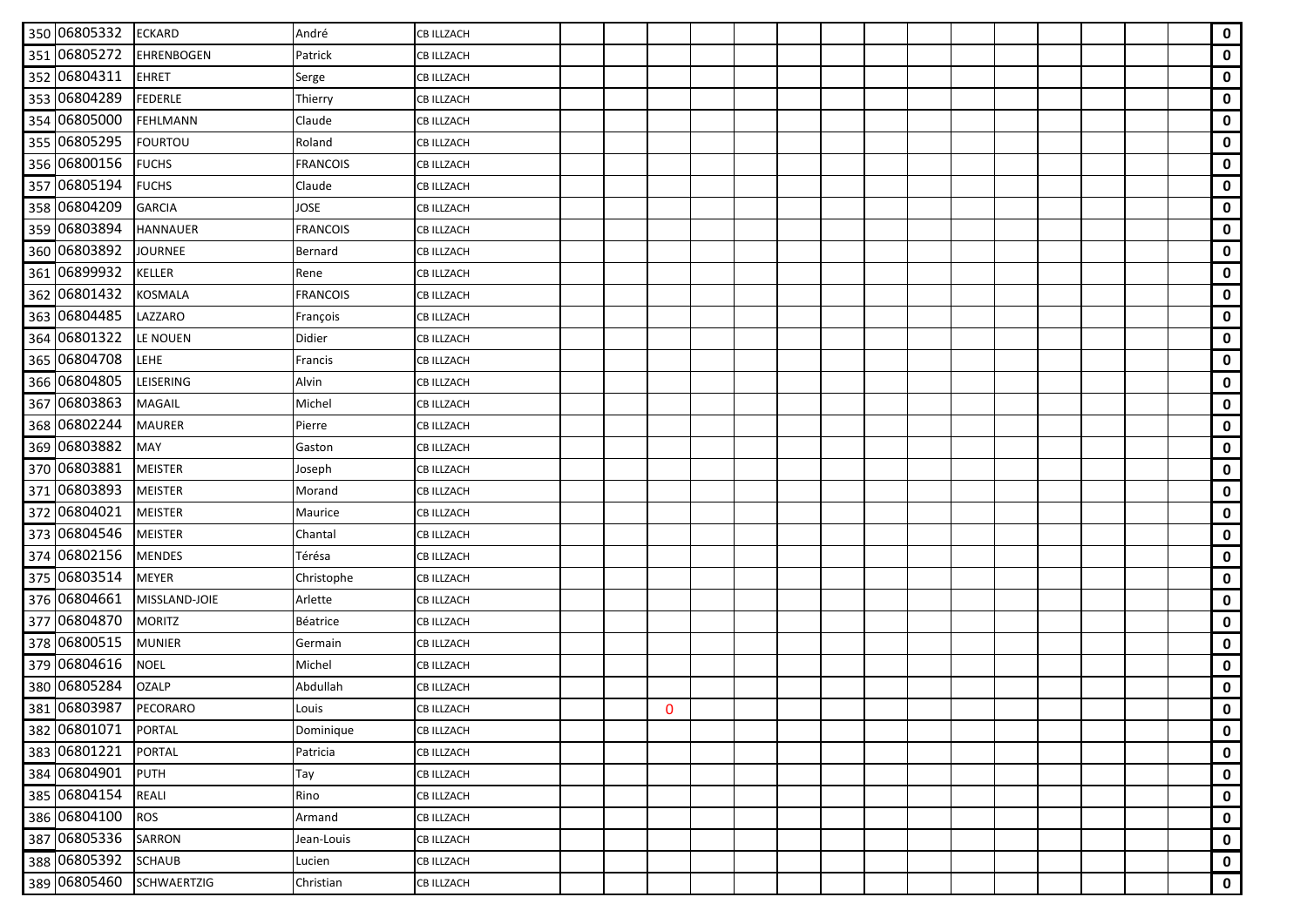| | | | | | | | | | | | | | | | | | | | | |
|---|---|---|---|---|---|---|---|---|---|---|---|---|---|---|---|---|---|---|---|---|
| 350 | 06805332 | ECKARD | André | CB ILLZACH | | | | | | | | | | | | | | | | **0** |
| 351 | 06805272 | EHRENBOGEN | Patrick | CB ILLZACH | | | | | | | | | | | | | | | | **0** |
| 352 | 06804311 | EHRET | Serge | CB ILLZACH | | | | | | | | | | | | | | | | **0** |
| 353 | 06804289 | FEDERLE | Thierry | CB ILLZACH | | | | | | | | | | | | | | | | **0** |
| 354 | 06805000 | FEHLMANN | Claude | CB ILLZACH | | | | | | | | | | | | | | | | **0** |
| 355 | 06805295 | FOURTOU | Roland | CB ILLZACH | | | | | | | | | | | | | | | | **0** |
| 356 | 06800156 | FUCHS | FRANCOIS | CB ILLZACH | | | | | | | | | | | | | | | | **0** |
| 357 | 06805194 | FUCHS | Claude | CB ILLZACH | | | | | | | | | | | | | | | | **0** |
| 358 | 06804209 | GARCIA | JOSE | CB ILLZACH | | | | | | | | | | | | | | | | **0** |
| 359 | 06803894 | HANNAUER | FRANCOIS | CB ILLZACH | | | | | | | | | | | | | | | | **0** |
| 360 | 06803892 | JOURNEE | Bernard | CB ILLZACH | | | | | | | | | | | | | | | | **0** |
| 361 | 06899932 | KELLER | Rene | CB ILLZACH | | | | | | | | | | | | | | | | **0** |
| 362 | 06801432 | KOSMALA | FRANCOIS | CB ILLZACH | | | | | | | | | | | | | | | | **0** |
| 363 | 06804485 | LAZZARO | François | CB ILLZACH | | | | | | | | | | | | | | | | **0** |
| 364 | 06801322 | LE NOUEN | Didier | CB ILLZACH | | | | | | | | | | | | | | | | **0** |
| 365 | 06804708 | LEHE | Francis | CB ILLZACH | | | | | | | | | | | | | | | | **0** |
| 366 | 06804805 | LEISERING | Alvin | CB ILLZACH | | | | | | | | | | | | | | | | **0** |
| 367 | 06803863 | MAGAIL | Michel | CB ILLZACH | | | | | | | | | | | | | | | | **0** |
| 368 | 06802244 | MAURER | Pierre | CB ILLZACH | | | | | | | | | | | | | | | | **0** |
| 369 | 06803882 | MAY | Gaston | CB ILLZACH | | | | | | | | | | | | | | | | **0** |
| 370 | 06803881 | MEISTER | Joseph | CB ILLZACH | | | | | | | | | | | | | | | | **0** |
| 371 | 06803893 | MEISTER | Morand | CB ILLZACH | | | | | | | | | | | | | | | | **0** |
| 372 | 06804021 | MEISTER | Maurice | CB ILLZACH | | | | | | | | | | | | | | | | **0** |
| 373 | 06804546 | MEISTER | Chantal | CB ILLZACH | | | | | | | | | | | | | | | | **0** |
| 374 | 06802156 | MENDES | Térésa | CB ILLZACH | | | | | | | | | | | | | | | | **0** |
| 375 | 06803514 | MEYER | Christophe | CB ILLZACH | | | | | | | | | | | | | | | | **0** |
| 376 | 06804661 | MISSLAND-JOIE | Arlette | CB ILLZACH | | | | | | | | | | | | | | | | **0** |
| 377 | 06804870 | MORITZ | Béatrice | CB ILLZACH | | | | | | | | | | | | | | | | **0** |
| 378 | 06800515 | MUNIER | Germain | CB ILLZACH | | | | | | | | | | | | | | | | **0** |
| 379 | 06804616 | NOEL | Michel | CB ILLZACH | | | | | | | | | | | | | | | | **0** |
| 380 | 06805284 | OZALP | Abdullah | CB ILLZACH | | | | | | | | | | | | | | | | **0** |
| 381 | 06803987 | PECORARO | Louis | CB ILLZACH | | | 0 | | | | | | | | | | | | | **0** |
| 382 | 06801071 | PORTAL | Dominique | CB ILLZACH | | | | | | | | | | | | | | | | **0** |
| 383 | 06801221 | PORTAL | Patricia | CB ILLZACH | | | | | | | | | | | | | | | | **0** |
| 384 | 06804901 | PUTH | Tay | CB ILLZACH | | | | | | | | | | | | | | | | **0** |
| 385 | 06804154 | REALI | Rino | CB ILLZACH | | | | | | | | | | | | | | | | **0** |
| 386 | 06804100 | ROS | Armand | CB ILLZACH | | | | | | | | | | | | | | | | **0** |
| 387 | 06805336 | SARRON | Jean-Louis | CB ILLZACH | | | | | | | | | | | | | | | | **0** |
| 388 | 06805392 | SCHAUB | Lucien | CB ILLZACH | | | | | | | | | | | | | | | | **0** |
| 389 | 06805460 | SCHWAERTZIG | Christian | CB ILLZACH | | | | | | | | | | | | | | | | **0** |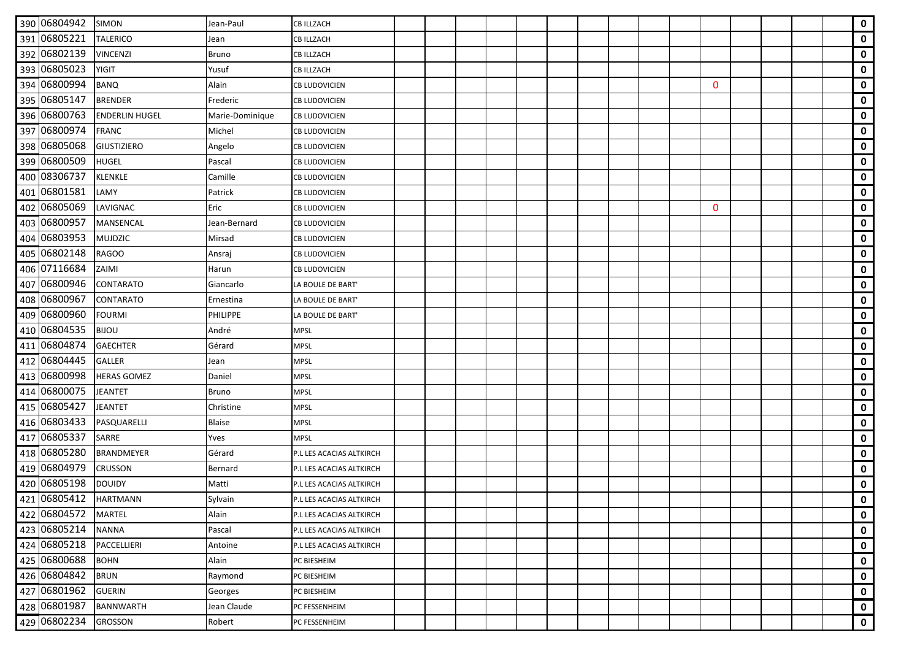| | | | | | | | | | | | | | | | | | | | | |
|---|---|---|---|---|---|---|---|---|---|---|---|---|---|---|---|---|---|---|---|---|
| 390 | 06804942 | SIMON | Jean-Paul | CB ILLZACH | | | | | | | | | | | | | | | | **0** |
| 391 | 06805221 | TALERICO | Jean | CB ILLZACH | | | | | | | | | | | | | | | | **0** |
| 392 | 06802139 | VINCENZI | Bruno | CB ILLZACH | | | | | | | | | | | | | | | | **0** |
| 393 | 06805023 | YIGIT | Yusuf | CB ILLZACH | | | | | | | | | | | | | | | | **0** |
| 394 | 06800994 | BANQ | Alain | CB LUDOVICIEN | | | | | | | | | | | 0 | | | | | **0** |
| 395 | 06805147 | BRENDER | Frederic | CB LUDOVICIEN | | | | | | | | | | | | | | | | **0** |
| 396 | 06800763 | ENDERLIN HUGEL | Marie-Dominique | CB LUDOVICIEN | | | | | | | | | | | | | | | | **0** |
| 397 | 06800974 | FRANC | Michel | CB LUDOVICIEN | | | | | | | | | | | | | | | | **0** |
| 398 | 06805068 | GIUSTIZIERO | Angelo | CB LUDOVICIEN | | | | | | | | | | | | | | | | **0** |
| 399 | 06800509 | HUGEL | Pascal | CB LUDOVICIEN | | | | | | | | | | | | | | | | **0** |
| 400 | 08306737 | KLENKLE | Camille | CB LUDOVICIEN | | | | | | | | | | | | | | | | **0** |
| 401 | 06801581 | LAMY | Patrick | CB LUDOVICIEN | | | | | | | | | | | | | | | | **0** |
| 402 | 06805069 | LAVIGNAC | Eric | CB LUDOVICIEN | | | | | | | | | | | 0 | | | | | **0** |
| 403 | 06800957 | MANSENCAL | Jean-Bernard | CB LUDOVICIEN | | | | | | | | | | | | | | | | **0** |
| 404 | 06803953 | MUJDZIC | Mirsad | CB LUDOVICIEN | | | | | | | | | | | | | | | | **0** |
| 405 | 06802148 | RAGOO | Ansraj | CB LUDOVICIEN | | | | | | | | | | | | | | | | **0** |
| 406 | 07116684 | ZAIMI | Harun | CB LUDOVICIEN | | | | | | | | | | | | | | | | **0** |
| 407 | 06800946 | CONTARATO | Giancarlo | LA BOULE DE BART' | | | | | | | | | | | | | | | | **0** |
| 408 | 06800967 | CONTARATO | Ernestina | LA BOULE DE BART' | | | | | | | | | | | | | | | | **0** |
| 409 | 06800960 | FOURMI | PHILIPPE | LA BOULE DE BART' | | | | | | | | | | | | | | | | **0** |
| 410 | 06804535 | BIJOU | André | MPSL | | | | | | | | | | | | | | | | **0** |
| 411 | 06804874 | GAECHTER | Gérard | MPSL | | | | | | | | | | | | | | | | **0** |
| 412 | 06804445 | GALLER | Jean | MPSL | | | | | | | | | | | | | | | | **0** |
| 413 | 06800998 | HERAS GOMEZ | Daniel | MPSL | | | | | | | | | | | | | | | | **0** |
| 414 | 06800075 | JEANTET | Bruno | MPSL | | | | | | | | | | | | | | | | **0** |
| 415 | 06805427 | JEANTET | Christine | MPSL | | | | | | | | | | | | | | | | **0** |
| 416 | 06803433 | PASQUARELLI | Blaise | MPSL | | | | | | | | | | | | | | | | **0** |
| 417 | 06805337 | SARRE | Yves | MPSL | | | | | | | | | | | | | | | | **0** |
| 418 | 06805280 | BRANDMEYER | Gérard | P.L LES ACACIAS ALTKIRCH | | | | | | | | | | | | | | | | **0** |
| 419 | 06804979 | CRUSSON | Bernard | P.L LES ACACIAS ALTKIRCH | | | | | | | | | | | | | | | | **0** |
| 420 | 06805198 | DOUIDY | Matti | P.L LES ACACIAS ALTKIRCH | | | | | | | | | | | | | | | | **0** |
| 421 | 06805412 | HARTMANN | Sylvain | P.L LES ACACIAS ALTKIRCH | | | | | | | | | | | | | | | | **0** |
| 422 | 06804572 | MARTEL | Alain | P.L LES ACACIAS ALTKIRCH | | | | | | | | | | | | | | | | **0** |
| 423 | 06805214 | NANNA | Pascal | P.L LES ACACIAS ALTKIRCH | | | | | | | | | | | | | | | | **0** |
| 424 | 06805218 | PACCELLIERI | Antoine | P.L LES ACACIAS ALTKIRCH | | | | | | | | | | | | | | | | **0** |
| 425 | 06800688 | BOHN | Alain | PC BIESHEIM | | | | | | | | | | | | | | | | **0** |
| 426 | 06804842 | BRUN | Raymond | PC BIESHEIM | | | | | | | | | | | | | | | | **0** |
| 427 | 06801962 | GUERIN | Georges | PC BIESHEIM | | | | | | | | | | | | | | | | **0** |
| 428 | 06801987 | BANNWARTH | Jean Claude | PC FESSENHEIM | | | | | | | | | | | | | | | | **0** |
| 429 | 06802234 | GROSSON | Robert | PC FESSENHEIM | | | | | | | | | | | | | | | | **0** |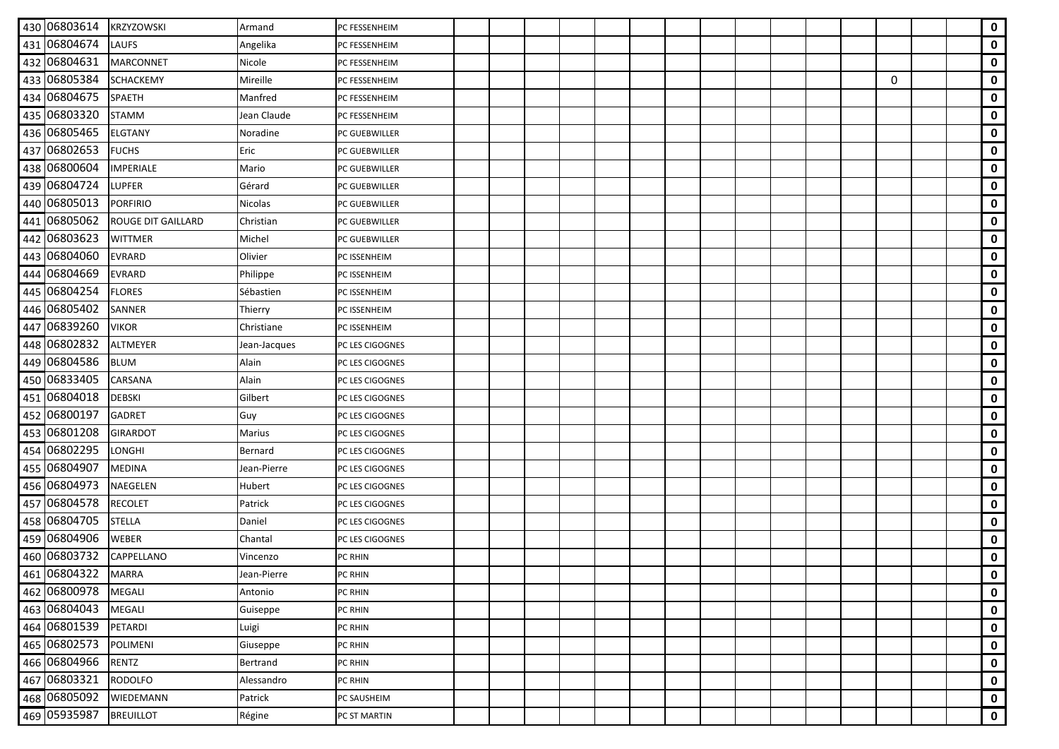| | | | | | | | | | | | | | | | | | | | | |
|---|---|---|---|---|---|---|---|---|---|---|---|---|---|---|---|---|---|---|---|---|
| 430 | 06803614 | KRZYZOWSKI | Armand | PC FESSENHEIM | | | | | | | | | | | | | | | | **0** |
| 431 | 06804674 | LAUFS | Angelika | PC FESSENHEIM | | | | | | | | | | | | | | | | **0** |
| 432 | 06804631 | MARCONNET | Nicole | PC FESSENHEIM | | | | | | | | | | | | | | | | **0** |
| 433 | 06805384 | SCHACKEMY | Mireille | PC FESSENHEIM | | | | | | | | | | | | | 0 | | | **0** |
| 434 | 06804675 | SPAETH | Manfred | PC FESSENHEIM | | | | | | | | | | | | | | | | **0** |
| 435 | 06803320 | STAMM | Jean Claude | PC FESSENHEIM | | | | | | | | | | | | | | | | **0** |
| 436 | 06805465 | ELGTANY | Noradine | PC GUEBWILLER | | | | | | | | | | | | | | | | **0** |
| 437 | 06802653 | FUCHS | Eric | PC GUEBWILLER | | | | | | | | | | | | | | | | **0** |
| 438 | 06800604 | IMPERIALE | Mario | PC GUEBWILLER | | | | | | | | | | | | | | | | **0** |
| 439 | 06804724 | LUPFER | Gérard | PC GUEBWILLER | | | | | | | | | | | | | | | | **0** |
| 440 | 06805013 | PORFIRIO | Nicolas | PC GUEBWILLER | | | | | | | | | | | | | | | | **0** |
| 441 | 06805062 | ROUGE DIT GAILLARD | Christian | PC GUEBWILLER | | | | | | | | | | | | | | | | **0** |
| 442 | 06803623 | WITTMER | Michel | PC GUEBWILLER | | | | | | | | | | | | | | | | **0** |
| 443 | 06804060 | EVRARD | Olivier | PC ISSENHEIM | | | | | | | | | | | | | | | | **0** |
| 444 | 06804669 | EVRARD | Philippe | PC ISSENHEIM | | | | | | | | | | | | | | | | **0** |
| 445 | 06804254 | FLORES | Sébastien | PC ISSENHEIM | | | | | | | | | | | | | | | | **0** |
| 446 | 06805402 | SANNER | Thierry | PC ISSENHEIM | | | | | | | | | | | | | | | | **0** |
| 447 | 06839260 | VIKOR | Christiane | PC ISSENHEIM | | | | | | | | | | | | | | | | **0** |
| 448 | 06802832 | ALTMEYER | Jean-Jacques | PC LES CIGOGNES | | | | | | | | | | | | | | | | **0** |
| 449 | 06804586 | BLUM | Alain | PC LES CIGOGNES | | | | | | | | | | | | | | | | **0** |
| 450 | 06833405 | CARSANA | Alain | PC LES CIGOGNES | | | | | | | | | | | | | | | | **0** |
| 451 | 06804018 | DEBSKI | Gilbert | PC LES CIGOGNES | | | | | | | | | | | | | | | | **0** |
| 452 | 06800197 | GADRET | Guy | PC LES CIGOGNES | | | | | | | | | | | | | | | | **0** |
| 453 | 06801208 | GIRARDOT | Marius | PC LES CIGOGNES | | | | | | | | | | | | | | | | **0** |
| 454 | 06802295 | LONGHI | Bernard | PC LES CIGOGNES | | | | | | | | | | | | | | | | **0** |
| 455 | 06804907 | MEDINA | Jean-Pierre | PC LES CIGOGNES | | | | | | | | | | | | | | | | **0** |
| 456 | 06804973 | NAEGELEN | Hubert | PC LES CIGOGNES | | | | | | | | | | | | | | | | **0** |
| 457 | 06804578 | RECOLET | Patrick | PC LES CIGOGNES | | | | | | | | | | | | | | | | **0** |
| 458 | 06804705 | STELLA | Daniel | PC LES CIGOGNES | | | | | | | | | | | | | | | | **0** |
| 459 | 06804906 | WEBER | Chantal | PC LES CIGOGNES | | | | | | | | | | | | | | | | **0** |
| 460 | 06803732 | CAPPELLANO | Vincenzo | PC RHIN | | | | | | | | | | | | | | | | **0** |
| 461 | 06804322 | MARRA | Jean-Pierre | PC RHIN | | | | | | | | | | | | | | | | **0** |
| 462 | 06800978 | MEGALI | Antonio | PC RHIN | | | | | | | | | | | | | | | | **0** |
| 463 | 06804043 | MEGALI | Guiseppe | PC RHIN | | | | | | | | | | | | | | | | **0** |
| 464 | 06801539 | PETARDI | Luigi | PC RHIN | | | | | | | | | | | | | | | | **0** |
| 465 | 06802573 | POLIMENI | Giuseppe | PC RHIN | | | | | | | | | | | | | | | | **0** |
| 466 | 06804966 | RENTZ | Bertrand | PC RHIN | | | | | | | | | | | | | | | | **0** |
| 467 | 06803321 | RODOLFO | Alessandro | PC RHIN | | | | | | | | | | | | | | | | **0** |
| 468 | 06805092 | WIEDEMANN | Patrick | PC SAUSHEIM | | | | | | | | | | | | | | | | **0** |
| 469 | 05935987 | BREUILLOT | Régine | PC ST MARTIN | | | | | | | | | | | | | | | | **0** |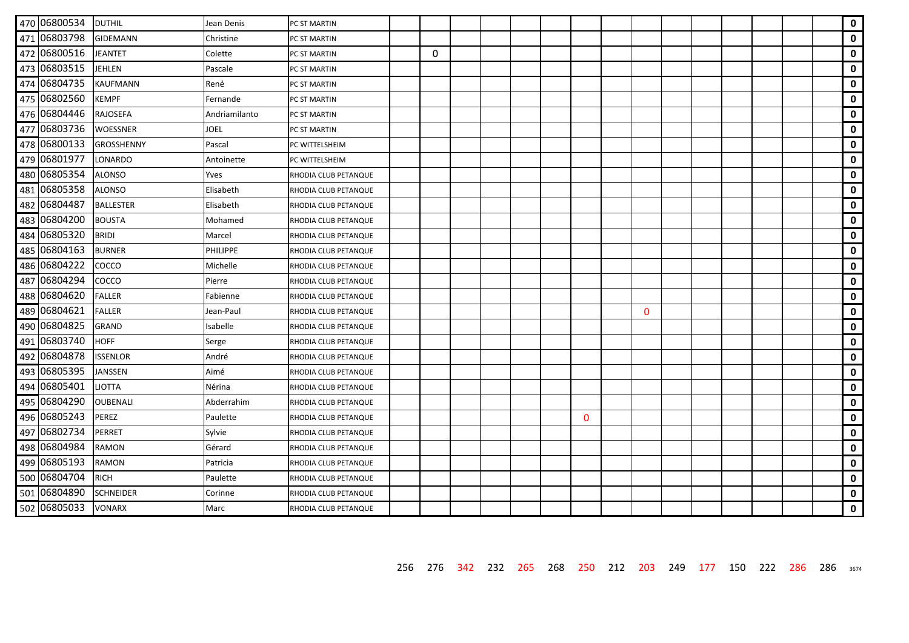| | | | | | | | | | | | | | | | | | | | | |
|---|---|---|---|---|---|---|---|---|---|---|---|---|---|---|---|---|---|---|---|---|
| 470 | 06800534 | DUTHIL | Jean Denis | PC ST MARTIN | | | | | | | | | | | | | | | | **0** |
| 471 | 06803798 | GIDEMANN | Christine | PC ST MARTIN | | | | | | | | | | | | | | | | **0** |
| 472 | 06800516 | JEANTET | Colette | PC ST MARTIN | | 0 | | | | | | | | | | | | | | **0** |
| 473 | 06803515 | JEHLEN | Pascale | PC ST MARTIN | | | | | | | | | | | | | | | | **0** |
| 474 | 06804735 | KAUFMANN | René | PC ST MARTIN | | | | | | | | | | | | | | | | **0** |
| 475 | 06802560 | KEMPF | Fernande | PC ST MARTIN | | | | | | | | | | | | | | | | **0** |
| 476 | 06804446 | RAJOSEFA | Andriamilanto | PC ST MARTIN | | | | | | | | | | | | | | | | **0** |
| 477 | 06803736 | WOESSNER | JOEL | PC ST MARTIN | | | | | | | | | | | | | | | | **0** |
| 478 | 06800133 | GROSSHENNY | Pascal | PC WITTELSHEIM | | | | | | | | | | | | | | | | **0** |
| 479 | 06801977 | LONARDO | Antoinette | PC WITTELSHEIM | | | | | | | | | | | | | | | | **0** |
| 480 | 06805354 | ALONSO | Yves | RHODIA CLUB PETANQUE | | | | | | | | | | | | | | | | **0** |
| 481 | 06805358 | ALONSO | Elisabeth | RHODIA CLUB PETANQUE | | | | | | | | | | | | | | | | **0** |
| 482 | 06804487 | BALLESTER | Elisabeth | RHODIA CLUB PETANQUE | | | | | | | | | | | | | | | | **0** |
| 483 | 06804200 | BOUSTA | Mohamed | RHODIA CLUB PETANQUE | | | | | | | | | | | | | | | | **0** |
| 484 | 06805320 | BRIDI | Marcel | RHODIA CLUB PETANQUE | | | | | | | | | | | | | | | | **0** |
| 485 | 06804163 | BURNER | PHILIPPE | RHODIA CLUB PETANQUE | | | | | | | | | | | | | | | | **0** |
| 486 | 06804222 | COCCO | Michelle | RHODIA CLUB PETANQUE | | | | | | | | | | | | | | | | **0** |
| 487 | 06804294 | COCCO | Pierre | RHODIA CLUB PETANQUE | | | | | | | | | | | | | | | | **0** |
| 488 | 06804620 | FALLER | Fabienne | RHODIA CLUB PETANQUE | | | | | | | | | | | | | | | | **0** |
| 489 | 06804621 | FALLER | Jean-Paul | RHODIA CLUB PETANQUE | | | | | | | | | 0 | | | | | | | **0** |
| 490 | 06804825 | GRAND | Isabelle | RHODIA CLUB PETANQUE | | | | | | | | | | | | | | | | **0** |
| 491 | 06803740 | HOFF | Serge | RHODIA CLUB PETANQUE | | | | | | | | | | | | | | | | **0** |
| 492 | 06804878 | ISSENLOR | André | RHODIA CLUB PETANQUE | | | | | | | | | | | | | | | | **0** |
| 493 | 06805395 | JANSSEN | Aimé | RHODIA CLUB PETANQUE | | | | | | | | | | | | | | | | **0** |
| 494 | 06805401 | LIOTTA | Nérina | RHODIA CLUB PETANQUE | | | | | | | | | | | | | | | | **0** |
| 495 | 06804290 | OUBENALI | Abderrahim | RHODIA CLUB PETANQUE | | | | | | | | | | | | | | | | **0** |
| 496 | 06805243 | PEREZ | Paulette | RHODIA CLUB PETANQUE | | | | | | | 0 | | | | | | | | | **0** |
| 497 | 06802734 | PERRET | Sylvie | RHODIA CLUB PETANQUE | | | | | | | | | | | | | | | | **0** |
| 498 | 06804984 | RAMON | Gérard | RHODIA CLUB PETANQUE | | | | | | | | | | | | | | | | **0** |
| 499 | 06805193 | RAMON | Patricia | RHODIA CLUB PETANQUE | | | | | | | | | | | | | | | | **0** |
| 500 | 06804704 | RICH | Paulette | RHODIA CLUB PETANQUE | | | | | | | | | | | | | | | | **0** |
| 501 | 06804890 | SCHNEIDER | Corinne | RHODIA CLUB PETANQUE | | | | | | | | | | | | | | | | **0** |
| 502 | 06805033 | VONARX | Marc | RHODIA CLUB PETANQUE | | | | | | | | | | | | | | | | **0** |

256 276 342 232 265 268 250 212 203 249 177 150 222 286 286 3674